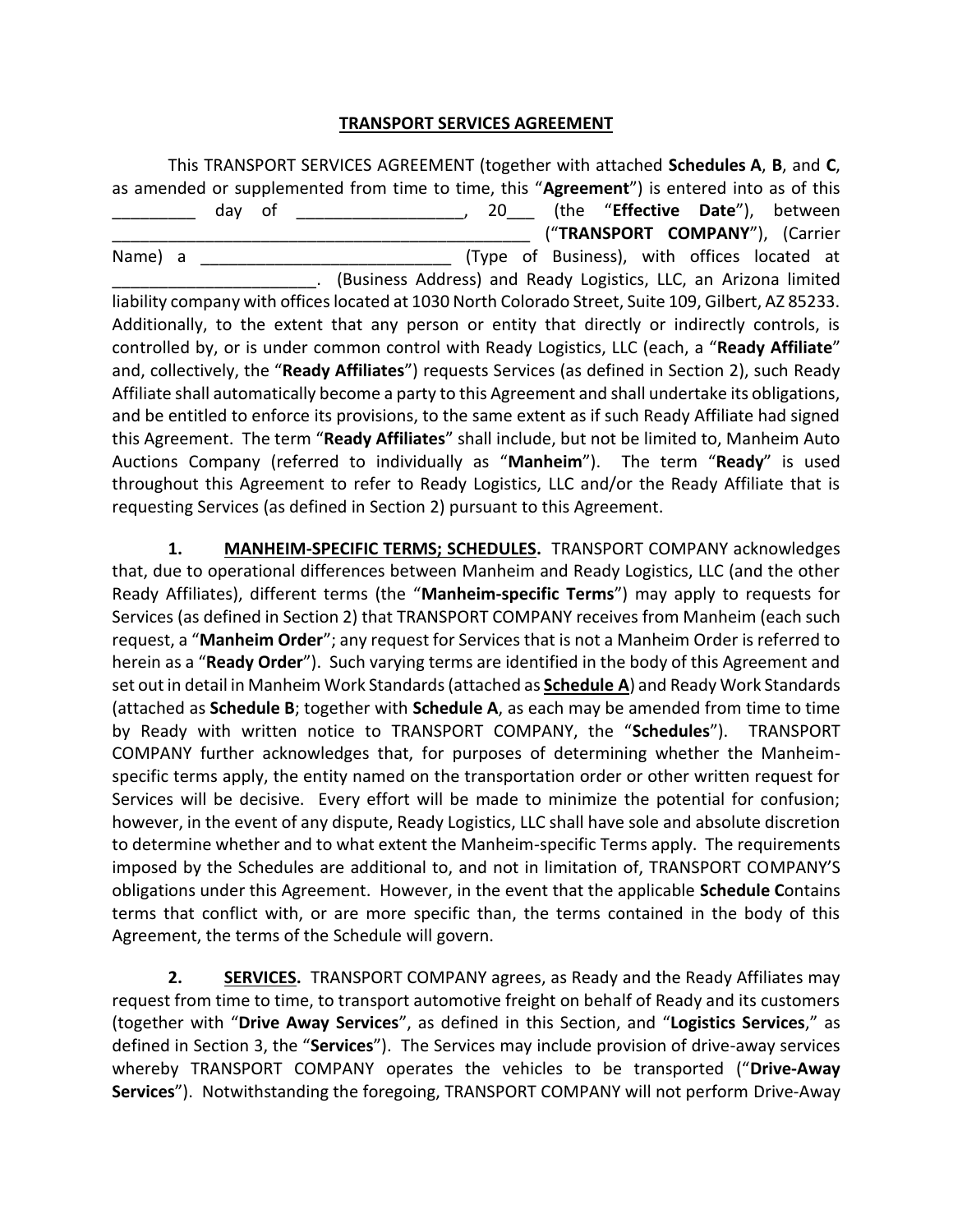# TRANSPORT SERVICES AGREEMENT

This TRANSPORT SERVICES AGREEMENT (together with attached **Schedules A**, **B**, and **C**, as amended or supplemented from time to time, this "**Agreement**") is entered into as of this _________ day of _________________, 20___ (the "**Effective Date**"), between ____________________________________________ ("**TRANSPORT COMPANY**"), (Carrier Name) a ___________________________ (Type of Business), with offices located at ______________________. (Business Address) and Ready Logistics, LLC, an Arizona limited liability company with offices located at 1030 North Colorado Street, Suite 109, Gilbert, AZ 85233. Additionally, to the extent that any person or entity that directly or indirectly controls, is controlled by, or is under common control with Ready Logistics, LLC (each, a "**Ready Affiliate**" and, collectively, the "**Ready Affiliates**") requests Services (as defined in Section 2), such Ready Affiliate shall automatically become a party to this Agreement and shall undertake its obligations, and be entitled to enforce its provisions, to the same extent as if such Ready Affiliate had signed this Agreement. The term "**Ready Affiliates**" shall include, but not be limited to, Manheim Auto Auctions Company (referred to individually as "**Manheim**"). The term "**Ready**" is used throughout this Agreement to refer to Ready Logistics, LLC and/or the Ready Affiliate that is requesting Services (as defined in Section 2) pursuant to this Agreement.

**1. MANHEIM-SPECIFIC TERMS; SCHEDULES.** TRANSPORT COMPANY acknowledges that, due to operational differences between Manheim and Ready Logistics, LLC (and the other Ready Affiliates), different terms (the "**Manheim-specific Terms**") may apply to requests for Services (as defined in Section 2) that TRANSPORT COMPANY receives from Manheim (each such request, a "**Manheim Order**"; any request for Services that is not a Manheim Order is referred to herein as a "**Ready Order**"). Such varying terms are identified in the body of this Agreement and set out in detail in Manheim Work Standards (attached as **Schedule A**) and Ready Work Standards (attached as **Schedule B**; together with **Schedule A**, as each may be amended from time to time by Ready with written notice to TRANSPORT COMPANY, the "**Schedules**"). TRANSPORT COMPANY further acknowledges that, for purposes of determining whether the Manheim-specific terms apply, the entity named on the transportation order or other written request for Services will be decisive. Every effort will be made to minimize the potential for confusion; however, in the event of any dispute, Ready Logistics, LLC shall have sole and absolute discretion to determine whether and to what extent the Manheim-specific Terms apply. The requirements imposed by the Schedules are additional to, and not in limitation of, TRANSPORT COMPANY'S obligations under this Agreement. However, in the event that the applicable **Schedule C**ontains terms that conflict with, or are more specific than, the terms contained in the body of this Agreement, the terms of the Schedule will govern.

**2. SERVICES.** TRANSPORT COMPANY agrees, as Ready and the Ready Affiliates may request from time to time, to transport automotive freight on behalf of Ready and its customers (together with "**Drive Away Services**", as defined in this Section, and "**Logistics Services**," as defined in Section 3, the "**Services**"). The Services may include provision of drive-away services whereby TRANSPORT COMPANY operates the vehicles to be transported ("**Drive-Away Services**"). Notwithstanding the foregoing, TRANSPORT COMPANY will not perform Drive-Away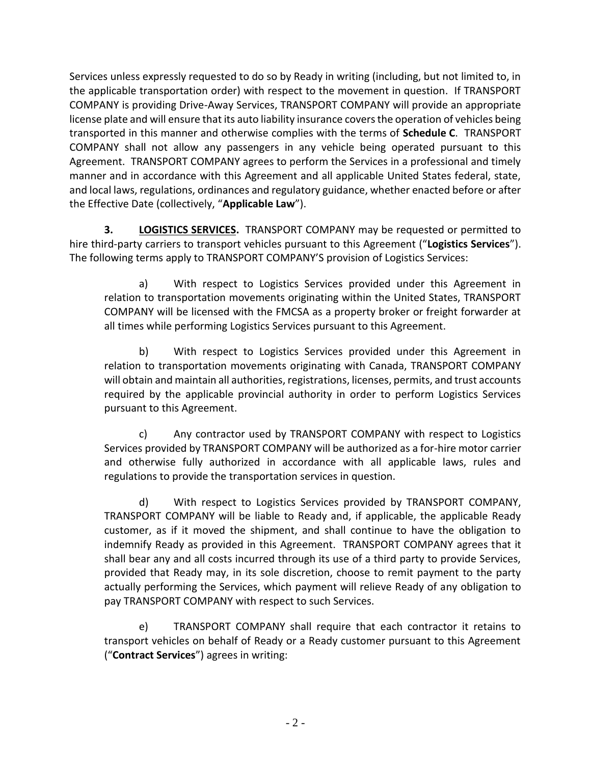Services unless expressly requested to do so by Ready in writing (including, but not limited to, in the applicable transportation order) with respect to the movement in question. If TRANSPORT COMPANY is providing Drive-Away Services, TRANSPORT COMPANY will provide an appropriate license plate and will ensure that its auto liability insurance covers the operation of vehicles being transported in this manner and otherwise complies with the terms of **Schedule C**. TRANSPORT COMPANY shall not allow any passengers in any vehicle being operated pursuant to this Agreement. TRANSPORT COMPANY agrees to perform the Services in a professional and timely manner and in accordance with this Agreement and all applicable United States federal, state, and local laws, regulations, ordinances and regulatory guidance, whether enacted before or after the Effective Date (collectively, "**Applicable Law**").

**3. LOGISTICS SERVICES.** TRANSPORT COMPANY may be requested or permitted to hire third-party carriers to transport vehicles pursuant to this Agreement ("**Logistics Services**"). The following terms apply to TRANSPORT COMPANY'S provision of Logistics Services:

a) With respect to Logistics Services provided under this Agreement in relation to transportation movements originating within the United States, TRANSPORT COMPANY will be licensed with the FMCSA as a property broker or freight forwarder at all times while performing Logistics Services pursuant to this Agreement.

b) With respect to Logistics Services provided under this Agreement in relation to transportation movements originating with Canada, TRANSPORT COMPANY will obtain and maintain all authorities, registrations, licenses, permits, and trust accounts required by the applicable provincial authority in order to perform Logistics Services pursuant to this Agreement.

c) Any contractor used by TRANSPORT COMPANY with respect to Logistics Services provided by TRANSPORT COMPANY will be authorized as a for-hire motor carrier and otherwise fully authorized in accordance with all applicable laws, rules and regulations to provide the transportation services in question.

d) With respect to Logistics Services provided by TRANSPORT COMPANY, TRANSPORT COMPANY will be liable to Ready and, if applicable, the applicable Ready customer, as if it moved the shipment, and shall continue to have the obligation to indemnify Ready as provided in this Agreement. TRANSPORT COMPANY agrees that it shall bear any and all costs incurred through its use of a third party to provide Services, provided that Ready may, in its sole discretion, choose to remit payment to the party actually performing the Services, which payment will relieve Ready of any obligation to pay TRANSPORT COMPANY with respect to such Services.

e) TRANSPORT COMPANY shall require that each contractor it retains to transport vehicles on behalf of Ready or a Ready customer pursuant to this Agreement ("**Contract Services**") agrees in writing: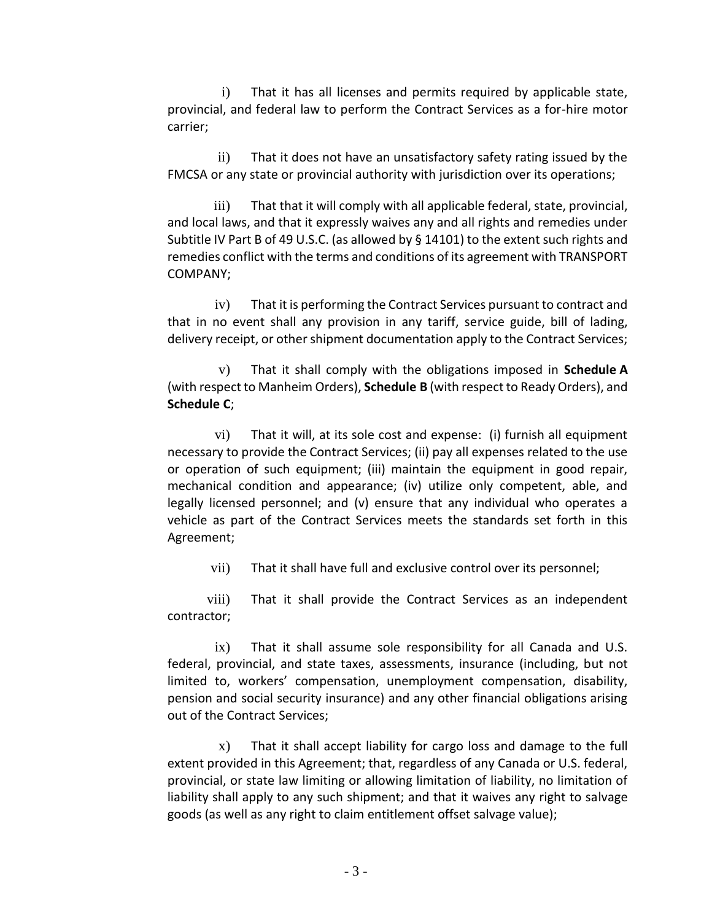i) That it has all licenses and permits required by applicable state, provincial, and federal law to perform the Contract Services as a for-hire motor carrier;

ii) That it does not have an unsatisfactory safety rating issued by the FMCSA or any state or provincial authority with jurisdiction over its operations;

iii) That that it will comply with all applicable federal, state, provincial, and local laws, and that it expressly waives any and all rights and remedies under Subtitle IV Part B of 49 U.S.C. (as allowed by § 14101) to the extent such rights and remedies conflict with the terms and conditions of its agreement with TRANSPORT COMPANY;

iv) That it is performing the Contract Services pursuant to contract and that in no event shall any provision in any tariff, service guide, bill of lading, delivery receipt, or other shipment documentation apply to the Contract Services;

v) That it shall comply with the obligations imposed in **Schedule A** (with respect to Manheim Orders), **Schedule B** (with respect to Ready Orders), and **Schedule C**;

vi) That it will, at its sole cost and expense: (i) furnish all equipment necessary to provide the Contract Services; (ii) pay all expenses related to the use or operation of such equipment; (iii) maintain the equipment in good repair, mechanical condition and appearance; (iv) utilize only competent, able, and legally licensed personnel; and (v) ensure that any individual who operates a vehicle as part of the Contract Services meets the standards set forth in this Agreement;

vii) That it shall have full and exclusive control over its personnel;

viii) That it shall provide the Contract Services as an independent contractor;

ix) That it shall assume sole responsibility for all Canada and U.S. federal, provincial, and state taxes, assessments, insurance (including, but not limited to, workers' compensation, unemployment compensation, disability, pension and social security insurance) and any other financial obligations arising out of the Contract Services;

x) That it shall accept liability for cargo loss and damage to the full extent provided in this Agreement; that, regardless of any Canada or U.S. federal, provincial, or state law limiting or allowing limitation of liability, no limitation of liability shall apply to any such shipment; and that it waives any right to salvage goods (as well as any right to claim entitlement offset salvage value);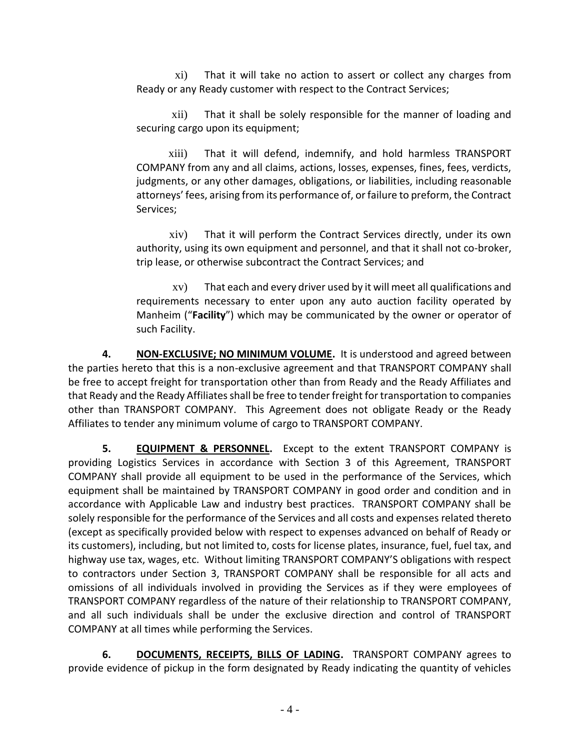xi) That it will take no action to assert or collect any charges from Ready or any Ready customer with respect to the Contract Services;

xii) That it shall be solely responsible for the manner of loading and securing cargo upon its equipment;

xiii) That it will defend, indemnify, and hold harmless TRANSPORT COMPANY from any and all claims, actions, losses, expenses, fines, fees, verdicts, judgments, or any other damages, obligations, or liabilities, including reasonable attorneys' fees, arising from its performance of, or failure to preform, the Contract Services;

xiv) That it will perform the Contract Services directly, under its own authority, using its own equipment and personnel, and that it shall not co-broker, trip lease, or otherwise subcontract the Contract Services; and

xv) That each and every driver used by it will meet all qualifications and requirements necessary to enter upon any auto auction facility operated by Manheim ("**Facility**") which may be communicated by the owner or operator of such Facility.

**4. NON-EXCLUSIVE; NO MINIMUM VOLUME.** It is understood and agreed between the parties hereto that this is a non-exclusive agreement and that TRANSPORT COMPANY shall be free to accept freight for transportation other than from Ready and the Ready Affiliates and that Ready and the Ready Affiliates shall be free to tender freight for transportation to companies other than TRANSPORT COMPANY. This Agreement does not obligate Ready or the Ready Affiliates to tender any minimum volume of cargo to TRANSPORT COMPANY.

**5. EQUIPMENT & PERSONNEL.** Except to the extent TRANSPORT COMPANY is providing Logistics Services in accordance with Section 3 of this Agreement, TRANSPORT COMPANY shall provide all equipment to be used in the performance of the Services, which equipment shall be maintained by TRANSPORT COMPANY in good order and condition and in accordance with Applicable Law and industry best practices. TRANSPORT COMPANY shall be solely responsible for the performance of the Services and all costs and expenses related thereto (except as specifically provided below with respect to expenses advanced on behalf of Ready or its customers), including, but not limited to, costs for license plates, insurance, fuel, fuel tax, and highway use tax, wages, etc. Without limiting TRANSPORT COMPANY'S obligations with respect to contractors under Section 3, TRANSPORT COMPANY shall be responsible for all acts and omissions of all individuals involved in providing the Services as if they were employees of TRANSPORT COMPANY regardless of the nature of their relationship to TRANSPORT COMPANY, and all such individuals shall be under the exclusive direction and control of TRANSPORT COMPANY at all times while performing the Services.

**6. DOCUMENTS, RECEIPTS, BILLS OF LADING.** TRANSPORT COMPANY agrees to provide evidence of pickup in the form designated by Ready indicating the quantity of vehicles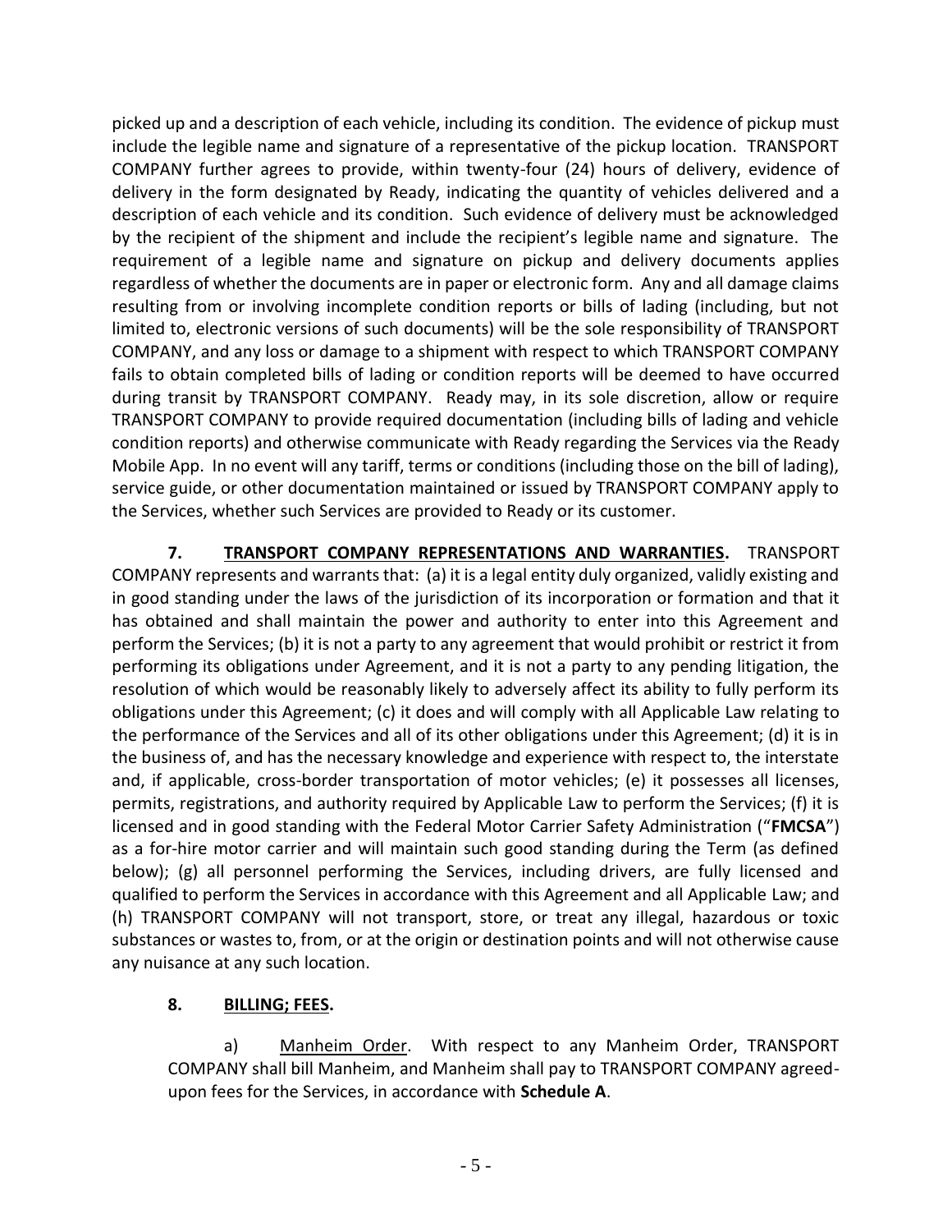picked up and a description of each vehicle, including its condition. The evidence of pickup must include the legible name and signature of a representative of the pickup location. TRANSPORT COMPANY further agrees to provide, within twenty-four (24) hours of delivery, evidence of delivery in the form designated by Ready, indicating the quantity of vehicles delivered and a description of each vehicle and its condition. Such evidence of delivery must be acknowledged by the recipient of the shipment and include the recipient's legible name and signature. The requirement of a legible name and signature on pickup and delivery documents applies regardless of whether the documents are in paper or electronic form. Any and all damage claims resulting from or involving incomplete condition reports or bills of lading (including, but not limited to, electronic versions of such documents) will be the sole responsibility of TRANSPORT COMPANY, and any loss or damage to a shipment with respect to which TRANSPORT COMPANY fails to obtain completed bills of lading or condition reports will be deemed to have occurred during transit by TRANSPORT COMPANY. Ready may, in its sole discretion, allow or require TRANSPORT COMPANY to provide required documentation (including bills of lading and vehicle condition reports) and otherwise communicate with Ready regarding the Services via the Ready Mobile App. In no event will any tariff, terms or conditions (including those on the bill of lading), service guide, or other documentation maintained or issued by TRANSPORT COMPANY apply to the Services, whether such Services are provided to Ready or its customer.

**7. <u>TRANSPORT COMPANY REPRESENTATIONS AND WARRANTIES</u>.** TRANSPORT COMPANY represents and warrants that: (a) it is a legal entity duly organized, validly existing and in good standing under the laws of the jurisdiction of its incorporation or formation and that it has obtained and shall maintain the power and authority to enter into this Agreement and perform the Services; (b) it is not a party to any agreement that would prohibit or restrict it from performing its obligations under Agreement, and it is not a party to any pending litigation, the resolution of which would be reasonably likely to adversely affect its ability to fully perform its obligations under this Agreement; (c) it does and will comply with all Applicable Law relating to the performance of the Services and all of its other obligations under this Agreement; (d) it is in the business of, and has the necessary knowledge and experience with respect to, the interstate and, if applicable, cross-border transportation of motor vehicles; (e) it possesses all licenses, permits, registrations, and authority required by Applicable Law to perform the Services; (f) it is licensed and in good standing with the Federal Motor Carrier Safety Administration ("**FMCSA**") as a for-hire motor carrier and will maintain such good standing during the Term (as defined below); (g) all personnel performing the Services, including drivers, are fully licensed and qualified to perform the Services in accordance with this Agreement and all Applicable Law; and (h) TRANSPORT COMPANY will not transport, store, or treat any illegal, hazardous or toxic substances or wastes to, from, or at the origin or destination points and will not otherwise cause any nuisance at any such location.

**8. <u>BILLING; FEES</u>.**

a) <u>Manheim Order</u>. With respect to any Manheim Order, TRANSPORT COMPANY shall bill Manheim, and Manheim shall pay to TRANSPORT COMPANY agreed-upon fees for the Services, in accordance with **Schedule A**.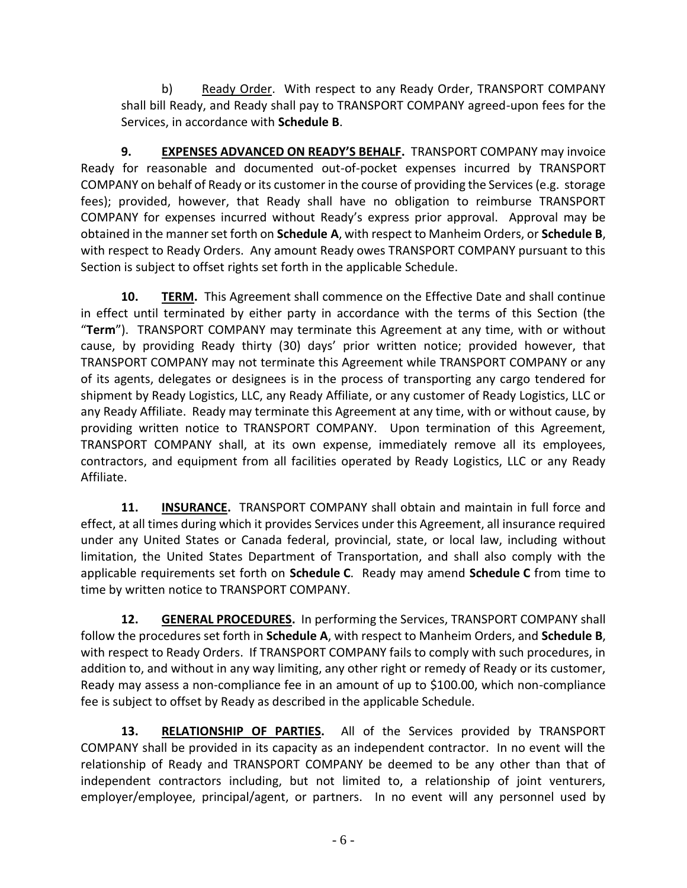b) Ready Order. With respect to any Ready Order, TRANSPORT COMPANY shall bill Ready, and Ready shall pay to TRANSPORT COMPANY agreed-upon fees for the Services, in accordance with **Schedule B**.

**9. EXPENSES ADVANCED ON READY'S BEHALF.** TRANSPORT COMPANY may invoice Ready for reasonable and documented out-of-pocket expenses incurred by TRANSPORT COMPANY on behalf of Ready or its customer in the course of providing the Services (e.g. storage fees); provided, however, that Ready shall have no obligation to reimburse TRANSPORT COMPANY for expenses incurred without Ready's express prior approval. Approval may be obtained in the manner set forth on **Schedule A**, with respect to Manheim Orders, or **Schedule B**, with respect to Ready Orders. Any amount Ready owes TRANSPORT COMPANY pursuant to this Section is subject to offset rights set forth in the applicable Schedule.

**10. TERM.** This Agreement shall commence on the Effective Date and shall continue in effect until terminated by either party in accordance with the terms of this Section (the "**Term**"). TRANSPORT COMPANY may terminate this Agreement at any time, with or without cause, by providing Ready thirty (30) days' prior written notice; provided however, that TRANSPORT COMPANY may not terminate this Agreement while TRANSPORT COMPANY or any of its agents, delegates or designees is in the process of transporting any cargo tendered for shipment by Ready Logistics, LLC, any Ready Affiliate, or any customer of Ready Logistics, LLC or any Ready Affiliate. Ready may terminate this Agreement at any time, with or without cause, by providing written notice to TRANSPORT COMPANY. Upon termination of this Agreement, TRANSPORT COMPANY shall, at its own expense, immediately remove all its employees, contractors, and equipment from all facilities operated by Ready Logistics, LLC or any Ready Affiliate.

**11. INSURANCE.** TRANSPORT COMPANY shall obtain and maintain in full force and effect, at all times during which it provides Services under this Agreement, all insurance required under any United States or Canada federal, provincial, state, or local law, including without limitation, the United States Department of Transportation, and shall also comply with the applicable requirements set forth on **Schedule C**. Ready may amend **Schedule C** from time to time by written notice to TRANSPORT COMPANY.

**12. GENERAL PROCEDURES.** In performing the Services, TRANSPORT COMPANY shall follow the procedures set forth in **Schedule A**, with respect to Manheim Orders, and **Schedule B**, with respect to Ready Orders. If TRANSPORT COMPANY fails to comply with such procedures, in addition to, and without in any way limiting, any other right or remedy of Ready or its customer, Ready may assess a non-compliance fee in an amount of up to $100.00, which non-compliance fee is subject to offset by Ready as described in the applicable Schedule.

**13. RELATIONSHIP OF PARTIES.** All of the Services provided by TRANSPORT COMPANY shall be provided in its capacity as an independent contractor. In no event will the relationship of Ready and TRANSPORT COMPANY be deemed to be any other than that of independent contractors including, but not limited to, a relationship of joint venturers, employer/employee, principal/agent, or partners. In no event will any personnel used by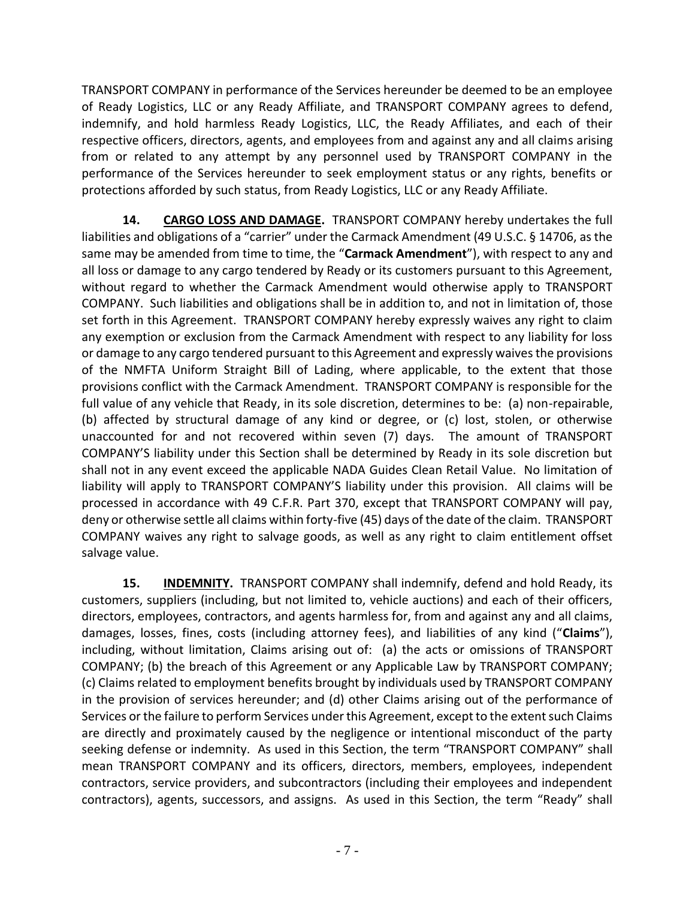TRANSPORT COMPANY in performance of the Services hereunder be deemed to be an employee of Ready Logistics, LLC or any Ready Affiliate, and TRANSPORT COMPANY agrees to defend, indemnify, and hold harmless Ready Logistics, LLC, the Ready Affiliates, and each of their respective officers, directors, agents, and employees from and against any and all claims arising from or related to any attempt by any personnel used by TRANSPORT COMPANY in the performance of the Services hereunder to seek employment status or any rights, benefits or protections afforded by such status, from Ready Logistics, LLC or any Ready Affiliate.

**14. <u>CARGO LOSS AND DAMAGE</u>.** TRANSPORT COMPANY hereby undertakes the full liabilities and obligations of a "carrier" under the Carmack Amendment (49 U.S.C. § 14706, as the same may be amended from time to time, the "**Carmack Amendment**"), with respect to any and all loss or damage to any cargo tendered by Ready or its customers pursuant to this Agreement, without regard to whether the Carmack Amendment would otherwise apply to TRANSPORT COMPANY. Such liabilities and obligations shall be in addition to, and not in limitation of, those set forth in this Agreement. TRANSPORT COMPANY hereby expressly waives any right to claim any exemption or exclusion from the Carmack Amendment with respect to any liability for loss or damage to any cargo tendered pursuant to this Agreement and expressly waives the provisions of the NMFTA Uniform Straight Bill of Lading, where applicable, to the extent that those provisions conflict with the Carmack Amendment. TRANSPORT COMPANY is responsible for the full value of any vehicle that Ready, in its sole discretion, determines to be: (a) non-repairable, (b) affected by structural damage of any kind or degree, or (c) lost, stolen, or otherwise unaccounted for and not recovered within seven (7) days. The amount of TRANSPORT COMPANY'S liability under this Section shall be determined by Ready in its sole discretion but shall not in any event exceed the applicable NADA Guides Clean Retail Value. No limitation of liability will apply to TRANSPORT COMPANY'S liability under this provision. All claims will be processed in accordance with 49 C.F.R. Part 370, except that TRANSPORT COMPANY will pay, deny or otherwise settle all claims within forty-five (45) days of the date of the claim. TRANSPORT COMPANY waives any right to salvage goods, as well as any right to claim entitlement offset salvage value.

**15. <u>INDEMNITY</u>.** TRANSPORT COMPANY shall indemnify, defend and hold Ready, its customers, suppliers (including, but not limited to, vehicle auctions) and each of their officers, directors, employees, contractors, and agents harmless for, from and against any and all claims, damages, losses, fines, costs (including attorney fees), and liabilities of any kind ("**Claims**"), including, without limitation, Claims arising out of: (a) the acts or omissions of TRANSPORT COMPANY; (b) the breach of this Agreement or any Applicable Law by TRANSPORT COMPANY; (c) Claims related to employment benefits brought by individuals used by TRANSPORT COMPANY in the provision of services hereunder; and (d) other Claims arising out of the performance of Services or the failure to perform Services under this Agreement, except to the extent such Claims are directly and proximately caused by the negligence or intentional misconduct of the party seeking defense or indemnity. As used in this Section, the term "TRANSPORT COMPANY" shall mean TRANSPORT COMPANY and its officers, directors, members, employees, independent contractors, service providers, and subcontractors (including their employees and independent contractors), agents, successors, and assigns. As used in this Section, the term "Ready" shall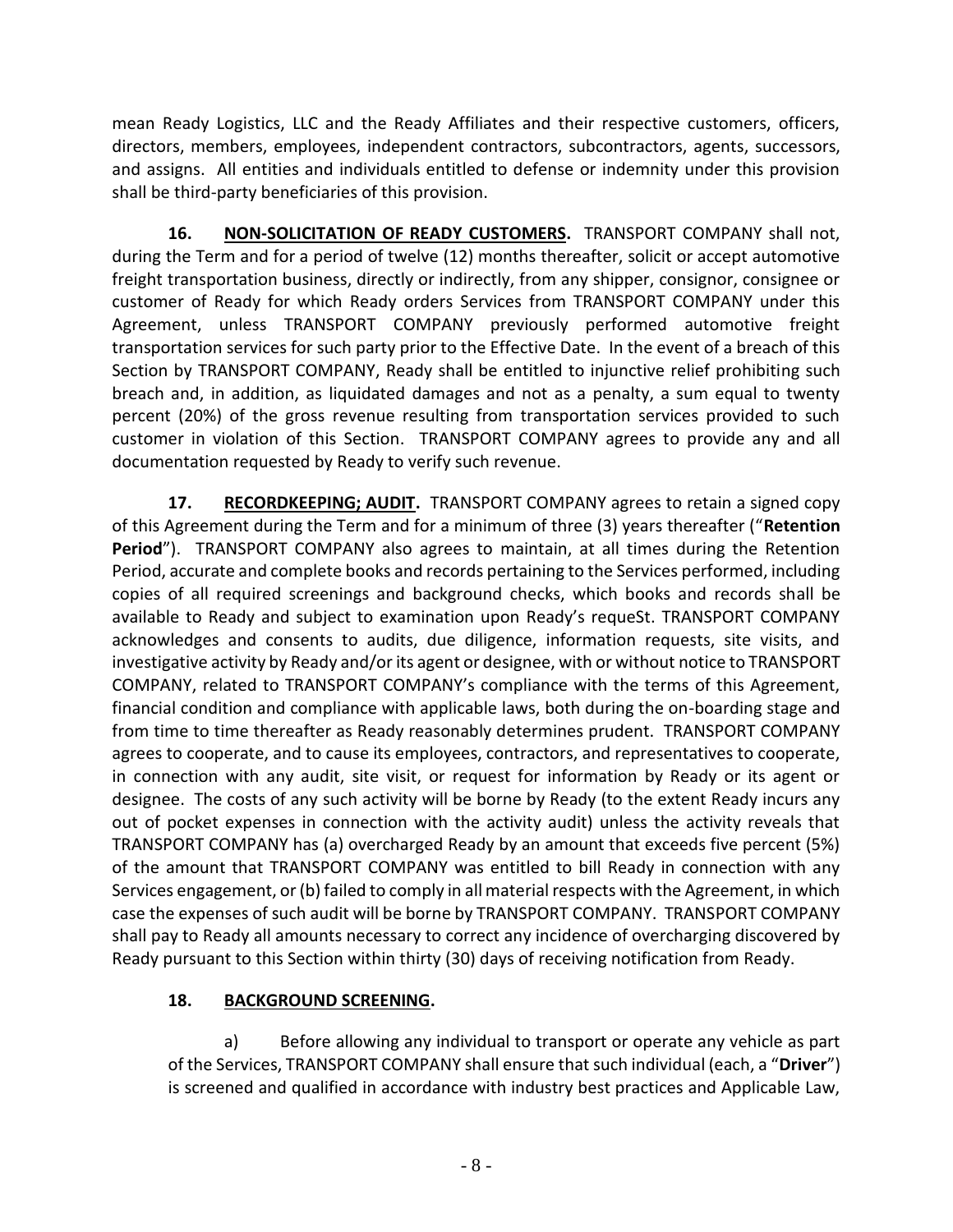mean Ready Logistics, LLC and the Ready Affiliates and their respective customers, officers, directors, members, employees, independent contractors, subcontractors, agents, successors, and assigns. All entities and individuals entitled to defense or indemnity under this provision shall be third-party beneficiaries of this provision.

**16. NON-SOLICITATION OF READY CUSTOMERS.** TRANSPORT COMPANY shall not, during the Term and for a period of twelve (12) months thereafter, solicit or accept automotive freight transportation business, directly or indirectly, from any shipper, consignor, consignee or customer of Ready for which Ready orders Services from TRANSPORT COMPANY under this Agreement, unless TRANSPORT COMPANY previously performed automotive freight transportation services for such party prior to the Effective Date. In the event of a breach of this Section by TRANSPORT COMPANY, Ready shall be entitled to injunctive relief prohibiting such breach and, in addition, as liquidated damages and not as a penalty, a sum equal to twenty percent (20%) of the gross revenue resulting from transportation services provided to such customer in violation of this Section. TRANSPORT COMPANY agrees to provide any and all documentation requested by Ready to verify such revenue.

**17. RECORDKEEPING; AUDIT.** TRANSPORT COMPANY agrees to retain a signed copy of this Agreement during the Term and for a minimum of three (3) years thereafter ("**Retention Period**"). TRANSPORT COMPANY also agrees to maintain, at all times during the Retention Period, accurate and complete books and records pertaining to the Services performed, including copies of all required screenings and background checks, which books and records shall be available to Ready and subject to examination upon Ready's requeSt. TRANSPORT COMPANY acknowledges and consents to audits, due diligence, information requests, site visits, and investigative activity by Ready and/or its agent or designee, with or without notice to TRANSPORT COMPANY, related to TRANSPORT COMPANY's compliance with the terms of this Agreement, financial condition and compliance with applicable laws, both during the on-boarding stage and from time to time thereafter as Ready reasonably determines prudent. TRANSPORT COMPANY agrees to cooperate, and to cause its employees, contractors, and representatives to cooperate, in connection with any audit, site visit, or request for information by Ready or its agent or designee. The costs of any such activity will be borne by Ready (to the extent Ready incurs any out of pocket expenses in connection with the activity audit) unless the activity reveals that TRANSPORT COMPANY has (a) overcharged Ready by an amount that exceeds five percent (5%) of the amount that TRANSPORT COMPANY was entitled to bill Ready in connection with any Services engagement, or (b) failed to comply in all material respects with the Agreement, in which case the expenses of such audit will be borne by TRANSPORT COMPANY. TRANSPORT COMPANY shall pay to Ready all amounts necessary to correct any incidence of overcharging discovered by Ready pursuant to this Section within thirty (30) days of receiving notification from Ready.

**18. BACKGROUND SCREENING.**

a) Before allowing any individual to transport or operate any vehicle as part of the Services, TRANSPORT COMPANY shall ensure that such individual (each, a "**Driver**") is screened and qualified in accordance with industry best practices and Applicable Law,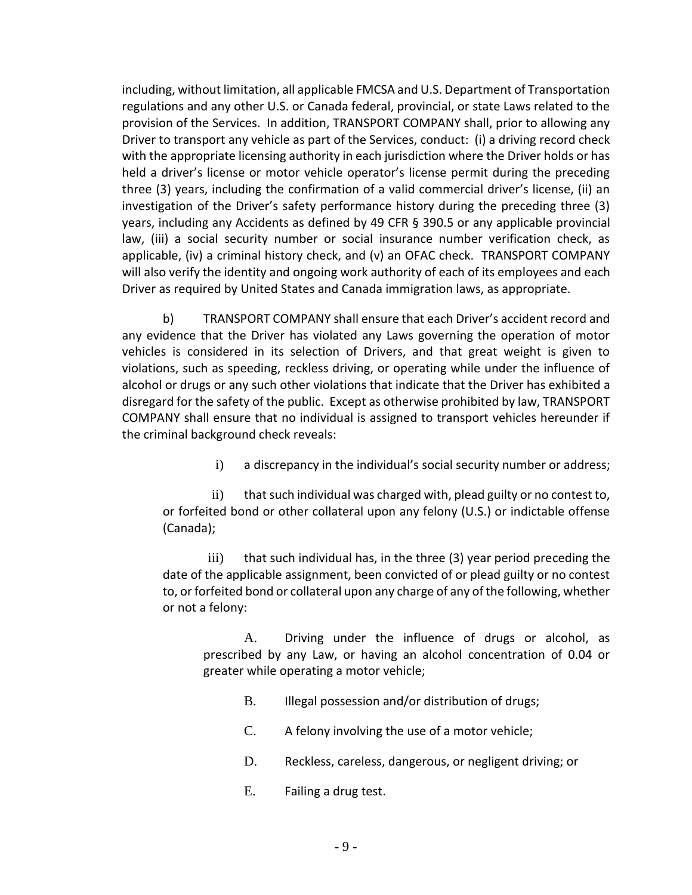including, without limitation, all applicable FMCSA and U.S. Department of Transportation regulations and any other U.S. or Canada federal, provincial, or state Laws related to the provision of the Services. In addition, TRANSPORT COMPANY shall, prior to allowing any Driver to transport any vehicle as part of the Services, conduct: (i) a driving record check with the appropriate licensing authority in each jurisdiction where the Driver holds or has held a driver's license or motor vehicle operator's license permit during the preceding three (3) years, including the confirmation of a valid commercial driver's license, (ii) an investigation of the Driver's safety performance history during the preceding three (3) years, including any Accidents as defined by 49 CFR § 390.5 or any applicable provincial law, (iii) a social security number or social insurance number verification check, as applicable, (iv) a criminal history check, and (v) an OFAC check. TRANSPORT COMPANY will also verify the identity and ongoing work authority of each of its employees and each Driver as required by United States and Canada immigration laws, as appropriate.

b) TRANSPORT COMPANY shall ensure that each Driver's accident record and any evidence that the Driver has violated any Laws governing the operation of motor vehicles is considered in its selection of Drivers, and that great weight is given to violations, such as speeding, reckless driving, or operating while under the influence of alcohol or drugs or any such other violations that indicate that the Driver has exhibited a disregard for the safety of the public. Except as otherwise prohibited by law, TRANSPORT COMPANY shall ensure that no individual is assigned to transport vehicles hereunder if the criminal background check reveals:

i) a discrepancy in the individual's social security number or address;

ii) that such individual was charged with, plead guilty or no contest to, or forfeited bond or other collateral upon any felony (U.S.) or indictable offense (Canada);

iii) that such individual has, in the three (3) year period preceding the date of the applicable assignment, been convicted of or plead guilty or no contest to, or forfeited bond or collateral upon any charge of any of the following, whether or not a felony:

A. Driving under the influence of drugs or alcohol, as prescribed by any Law, or having an alcohol concentration of 0.04 or greater while operating a motor vehicle;

B. Illegal possession and/or distribution of drugs;

C. A felony involving the use of a motor vehicle;

D. Reckless, careless, dangerous, or negligent driving; or

E. Failing a drug test.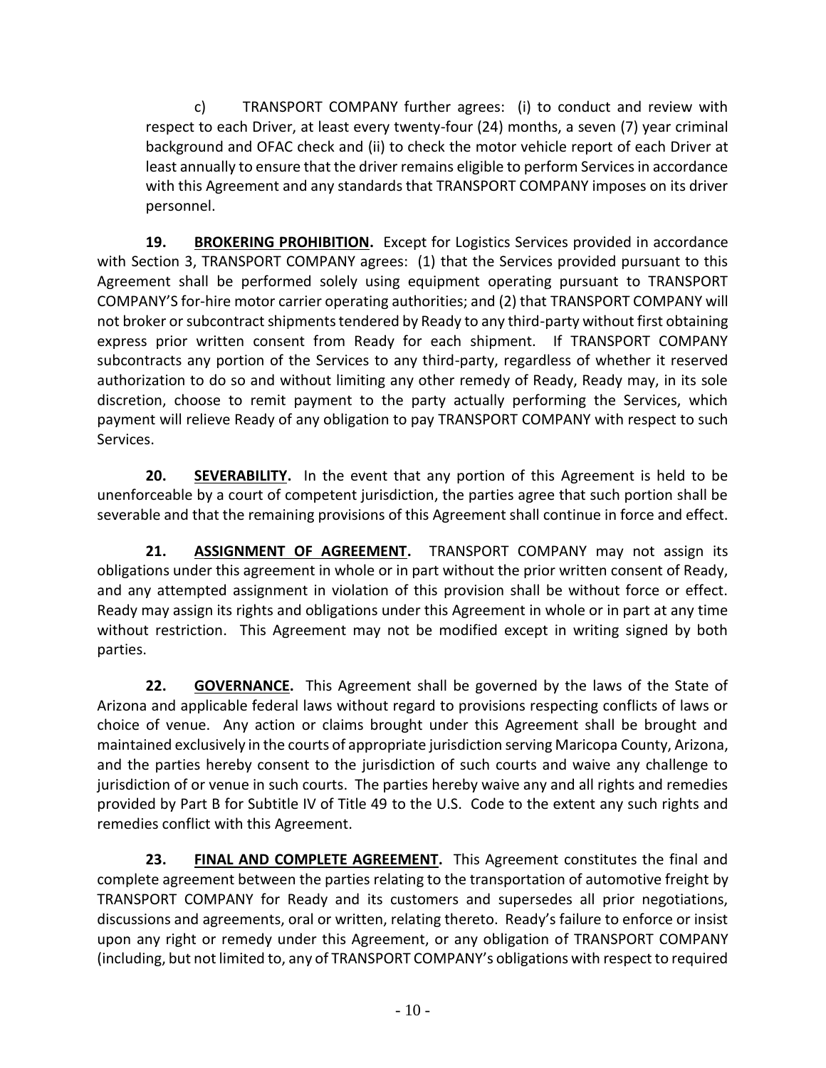c) TRANSPORT COMPANY further agrees: (i) to conduct and review with respect to each Driver, at least every twenty-four (24) months, a seven (7) year criminal background and OFAC check and (ii) to check the motor vehicle report of each Driver at least annually to ensure that the driver remains eligible to perform Services in accordance with this Agreement and any standards that TRANSPORT COMPANY imposes on its driver personnel.

**19. BROKERING PROHIBITION.** Except for Logistics Services provided in accordance with Section 3, TRANSPORT COMPANY agrees: (1) that the Services provided pursuant to this Agreement shall be performed solely using equipment operating pursuant to TRANSPORT COMPANY'S for-hire motor carrier operating authorities; and (2) that TRANSPORT COMPANY will not broker or subcontract shipments tendered by Ready to any third-party without first obtaining express prior written consent from Ready for each shipment. If TRANSPORT COMPANY subcontracts any portion of the Services to any third-party, regardless of whether it reserved authorization to do so and without limiting any other remedy of Ready, Ready may, in its sole discretion, choose to remit payment to the party actually performing the Services, which payment will relieve Ready of any obligation to pay TRANSPORT COMPANY with respect to such Services.

**20. SEVERABILITY.** In the event that any portion of this Agreement is held to be unenforceable by a court of competent jurisdiction, the parties agree that such portion shall be severable and that the remaining provisions of this Agreement shall continue in force and effect.

**21. ASSIGNMENT OF AGREEMENT.** TRANSPORT COMPANY may not assign its obligations under this agreement in whole or in part without the prior written consent of Ready, and any attempted assignment in violation of this provision shall be without force or effect. Ready may assign its rights and obligations under this Agreement in whole or in part at any time without restriction. This Agreement may not be modified except in writing signed by both parties.

**22. GOVERNANCE.** This Agreement shall be governed by the laws of the State of Arizona and applicable federal laws without regard to provisions respecting conflicts of laws or choice of venue. Any action or claims brought under this Agreement shall be brought and maintained exclusively in the courts of appropriate jurisdiction serving Maricopa County, Arizona, and the parties hereby consent to the jurisdiction of such courts and waive any challenge to jurisdiction of or venue in such courts. The parties hereby waive any and all rights and remedies provided by Part B for Subtitle IV of Title 49 to the U.S. Code to the extent any such rights and remedies conflict with this Agreement.

**23. FINAL AND COMPLETE AGREEMENT.** This Agreement constitutes the final and complete agreement between the parties relating to the transportation of automotive freight by TRANSPORT COMPANY for Ready and its customers and supersedes all prior negotiations, discussions and agreements, oral or written, relating thereto. Ready's failure to enforce or insist upon any right or remedy under this Agreement, or any obligation of TRANSPORT COMPANY (including, but not limited to, any of TRANSPORT COMPANY's obligations with respect to required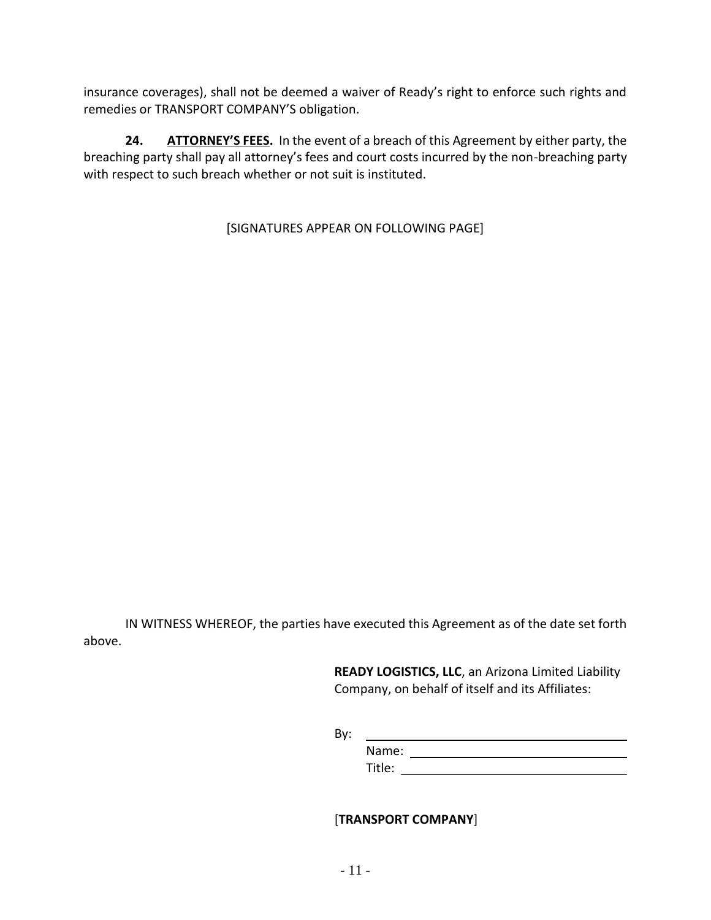insurance coverages), shall not be deemed a waiver of Ready's right to enforce such rights and remedies or TRANSPORT COMPANY'S obligation.

**24. ATTORNEY'S FEES.** In the event of a breach of this Agreement by either party, the breaching party shall pay all attorney's fees and court costs incurred by the non-breaching party with respect to such breach whether or not suit is instituted.

[SIGNATURES APPEAR ON FOLLOWING PAGE]

IN WITNESS WHEREOF, the parties have executed this Agreement as of the date set forth above.

**READY LOGISTICS, LLC**, an Arizona Limited Liability Company, on behalf of itself and its Affiliates:

By: \_\_\_\_\_\_\_\_\_\_\_\_\_\_\_\_\_\_\_\_\_\_\_\_\_\_\_\_\_\_\_\_\_\_\_\_

Name: \_\_\_\_\_\_\_\_\_\_\_\_\_\_\_\_\_\_\_\_\_\_\_\_\_\_\_\_\_\_

Title: \_\_\_\_\_\_\_\_\_\_\_\_\_\_\_\_\_\_\_\_\_\_\_\_\_\_\_\_\_\_\_

[**TRANSPORT COMPANY**]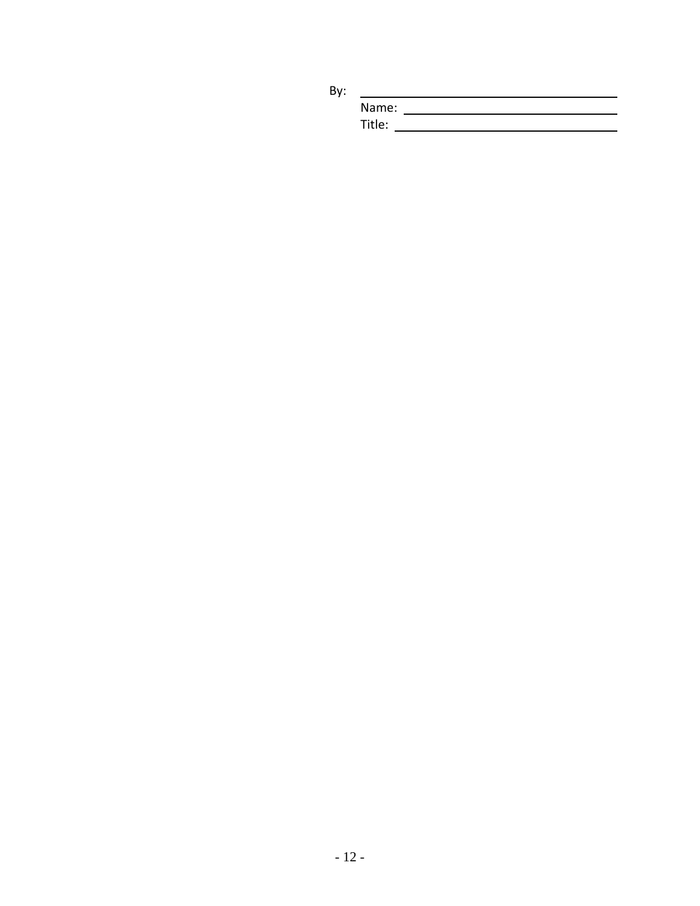By: \_\_\_\_\_\_\_\_\_\_\_\_\_\_\_\_\_\_\_\_\_\_\_\_\_\_\_\_\_\_\_\_\_\_\_\_

Name: \_\_\_\_\_\_\_\_\_\_\_\_\_\_\_\_\_\_\_\_\_\_\_\_\_\_\_\_\_\_

Title: \_\_\_\_\_\_\_\_\_\_\_\_\_\_\_\_\_\_\_\_\_\_\_\_\_\_\_\_\_\_\_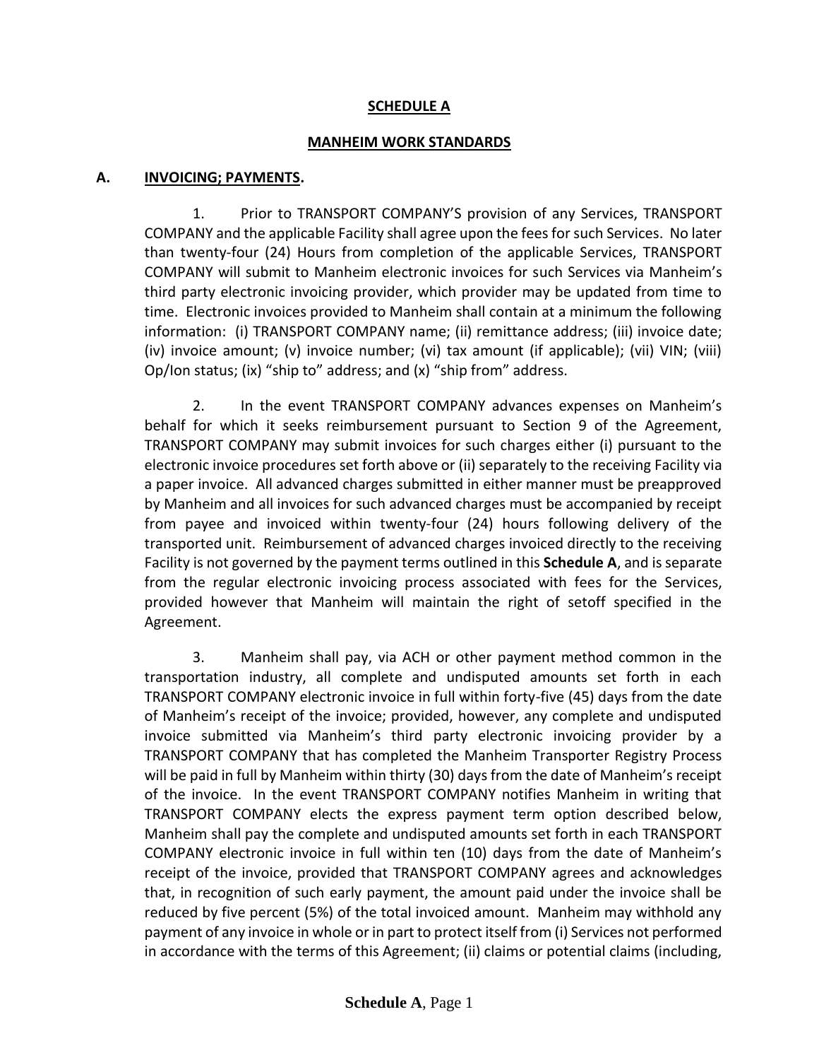**SCHEDULE A**

**MANHEIM WORK STANDARDS**

**A. INVOICING; PAYMENTS.**

1. Prior to TRANSPORT COMPANY'S provision of any Services, TRANSPORT COMPANY and the applicable Facility shall agree upon the fees for such Services. No later than twenty-four (24) Hours from completion of the applicable Services, TRANSPORT COMPANY will submit to Manheim electronic invoices for such Services via Manheim's third party electronic invoicing provider, which provider may be updated from time to time. Electronic invoices provided to Manheim shall contain at a minimum the following information: (i) TRANSPORT COMPANY name; (ii) remittance address; (iii) invoice date; (iv) invoice amount; (v) invoice number; (vi) tax amount (if applicable); (vii) VIN; (viii) Op/Ion status; (ix) "ship to" address; and (x) "ship from" address.

2. In the event TRANSPORT COMPANY advances expenses on Manheim's behalf for which it seeks reimbursement pursuant to Section 9 of the Agreement, TRANSPORT COMPANY may submit invoices for such charges either (i) pursuant to the electronic invoice procedures set forth above or (ii) separately to the receiving Facility via a paper invoice. All advanced charges submitted in either manner must be preapproved by Manheim and all invoices for such advanced charges must be accompanied by receipt from payee and invoiced within twenty-four (24) hours following delivery of the transported unit. Reimbursement of advanced charges invoiced directly to the receiving Facility is not governed by the payment terms outlined in this **Schedule A**, and is separate from the regular electronic invoicing process associated with fees for the Services, provided however that Manheim will maintain the right of setoff specified in the Agreement.

3. Manheim shall pay, via ACH or other payment method common in the transportation industry, all complete and undisputed amounts set forth in each TRANSPORT COMPANY electronic invoice in full within forty-five (45) days from the date of Manheim's receipt of the invoice; provided, however, any complete and undisputed invoice submitted via Manheim's third party electronic invoicing provider by a TRANSPORT COMPANY that has completed the Manheim Transporter Registry Process will be paid in full by Manheim within thirty (30) days from the date of Manheim's receipt of the invoice. In the event TRANSPORT COMPANY notifies Manheim in writing that TRANSPORT COMPANY elects the express payment term option described below, Manheim shall pay the complete and undisputed amounts set forth in each TRANSPORT COMPANY electronic invoice in full within ten (10) days from the date of Manheim's receipt of the invoice, provided that TRANSPORT COMPANY agrees and acknowledges that, in recognition of such early payment, the amount paid under the invoice shall be reduced by five percent (5%) of the total invoiced amount. Manheim may withhold any payment of any invoice in whole or in part to protect itself from (i) Services not performed in accordance with the terms of this Agreement; (ii) claims or potential claims (including,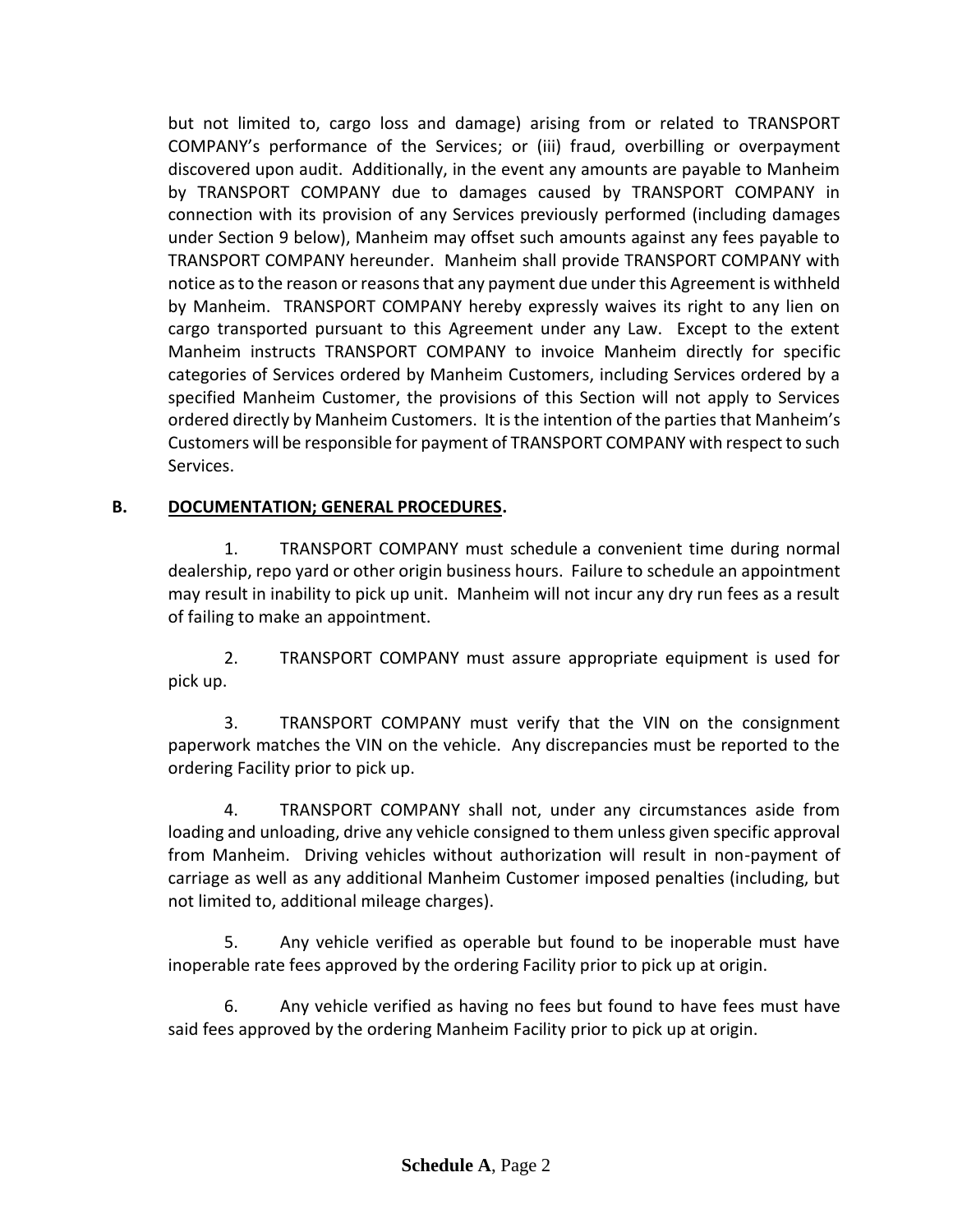but not limited to, cargo loss and damage) arising from or related to TRANSPORT COMPANY's performance of the Services; or (iii) fraud, overbilling or overpayment discovered upon audit. Additionally, in the event any amounts are payable to Manheim by TRANSPORT COMPANY due to damages caused by TRANSPORT COMPANY in connection with its provision of any Services previously performed (including damages under Section 9 below), Manheim may offset such amounts against any fees payable to TRANSPORT COMPANY hereunder. Manheim shall provide TRANSPORT COMPANY with notice as to the reason or reasons that any payment due under this Agreement is withheld by Manheim. TRANSPORT COMPANY hereby expressly waives its right to any lien on cargo transported pursuant to this Agreement under any Law. Except to the extent Manheim instructs TRANSPORT COMPANY to invoice Manheim directly for specific categories of Services ordered by Manheim Customers, including Services ordered by a specified Manheim Customer, the provisions of this Section will not apply to Services ordered directly by Manheim Customers. It is the intention of the parties that Manheim's Customers will be responsible for payment of TRANSPORT COMPANY with respect to such Services.

**B. <u>DOCUMENTATION; GENERAL PROCEDURES</u>.**

1. TRANSPORT COMPANY must schedule a convenient time during normal dealership, repo yard or other origin business hours. Failure to schedule an appointment may result in inability to pick up unit. Manheim will not incur any dry run fees as a result of failing to make an appointment.

2. TRANSPORT COMPANY must assure appropriate equipment is used for pick up.

3. TRANSPORT COMPANY must verify that the VIN on the consignment paperwork matches the VIN on the vehicle. Any discrepancies must be reported to the ordering Facility prior to pick up.

4. TRANSPORT COMPANY shall not, under any circumstances aside from loading and unloading, drive any vehicle consigned to them unless given specific approval from Manheim. Driving vehicles without authorization will result in non-payment of carriage as well as any additional Manheim Customer imposed penalties (including, but not limited to, additional mileage charges).

5. Any vehicle verified as operable but found to be inoperable must have inoperable rate fees approved by the ordering Facility prior to pick up at origin.

6. Any vehicle verified as having no fees but found to have fees must have said fees approved by the ordering Manheim Facility prior to pick up at origin.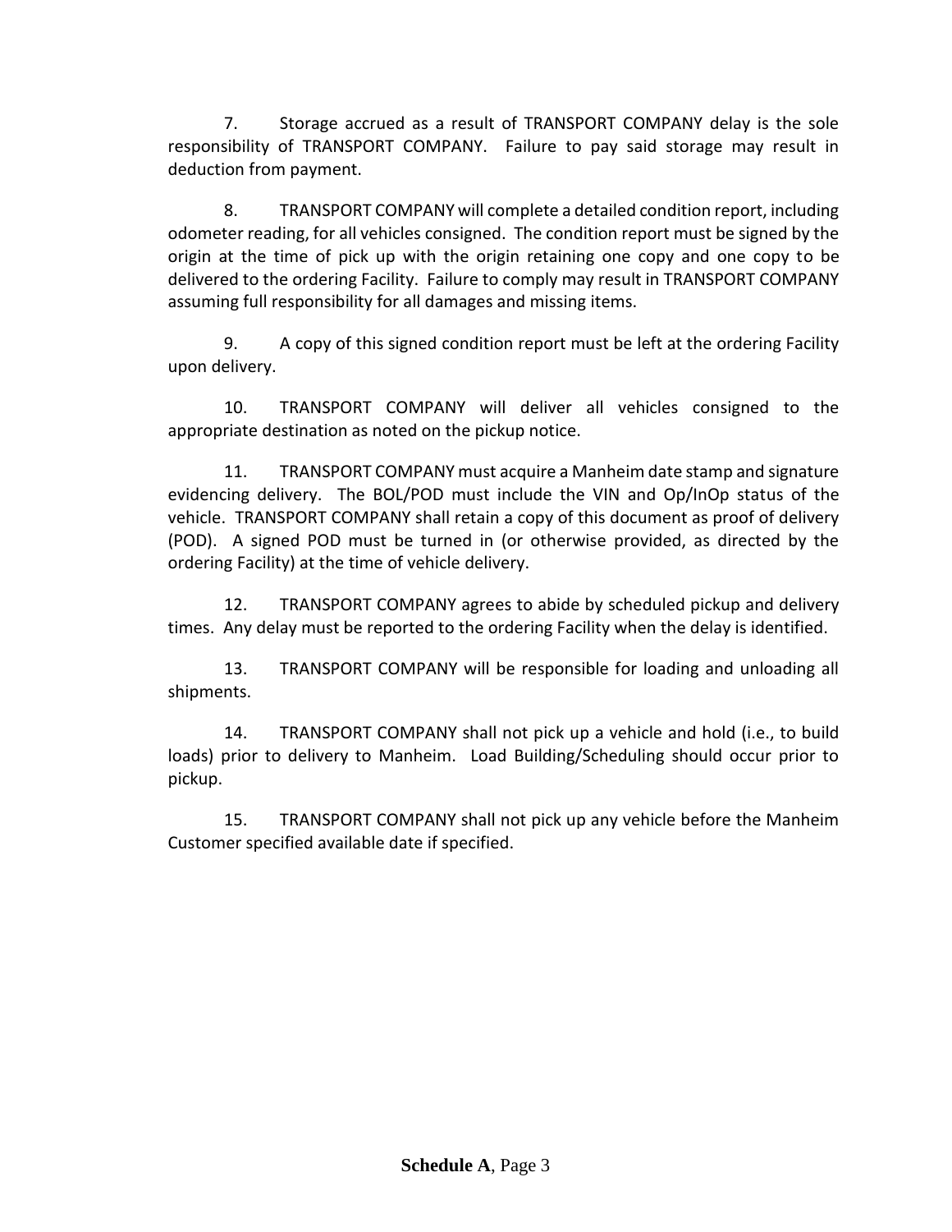7. Storage accrued as a result of TRANSPORT COMPANY delay is the sole responsibility of TRANSPORT COMPANY. Failure to pay said storage may result in deduction from payment.

8. TRANSPORT COMPANY will complete a detailed condition report, including odometer reading, for all vehicles consigned. The condition report must be signed by the origin at the time of pick up with the origin retaining one copy and one copy to be delivered to the ordering Facility. Failure to comply may result in TRANSPORT COMPANY assuming full responsibility for all damages and missing items.

9. A copy of this signed condition report must be left at the ordering Facility upon delivery.

10. TRANSPORT COMPANY will deliver all vehicles consigned to the appropriate destination as noted on the pickup notice.

11. TRANSPORT COMPANY must acquire a Manheim date stamp and signature evidencing delivery. The BOL/POD must include the VIN and Op/InOp status of the vehicle. TRANSPORT COMPANY shall retain a copy of this document as proof of delivery (POD). A signed POD must be turned in (or otherwise provided, as directed by the ordering Facility) at the time of vehicle delivery.

12. TRANSPORT COMPANY agrees to abide by scheduled pickup and delivery times. Any delay must be reported to the ordering Facility when the delay is identified.

13. TRANSPORT COMPANY will be responsible for loading and unloading all shipments.

14. TRANSPORT COMPANY shall not pick up a vehicle and hold (i.e., to build loads) prior to delivery to Manheim. Load Building/Scheduling should occur prior to pickup.

15. TRANSPORT COMPANY shall not pick up any vehicle before the Manheim Customer specified available date if specified.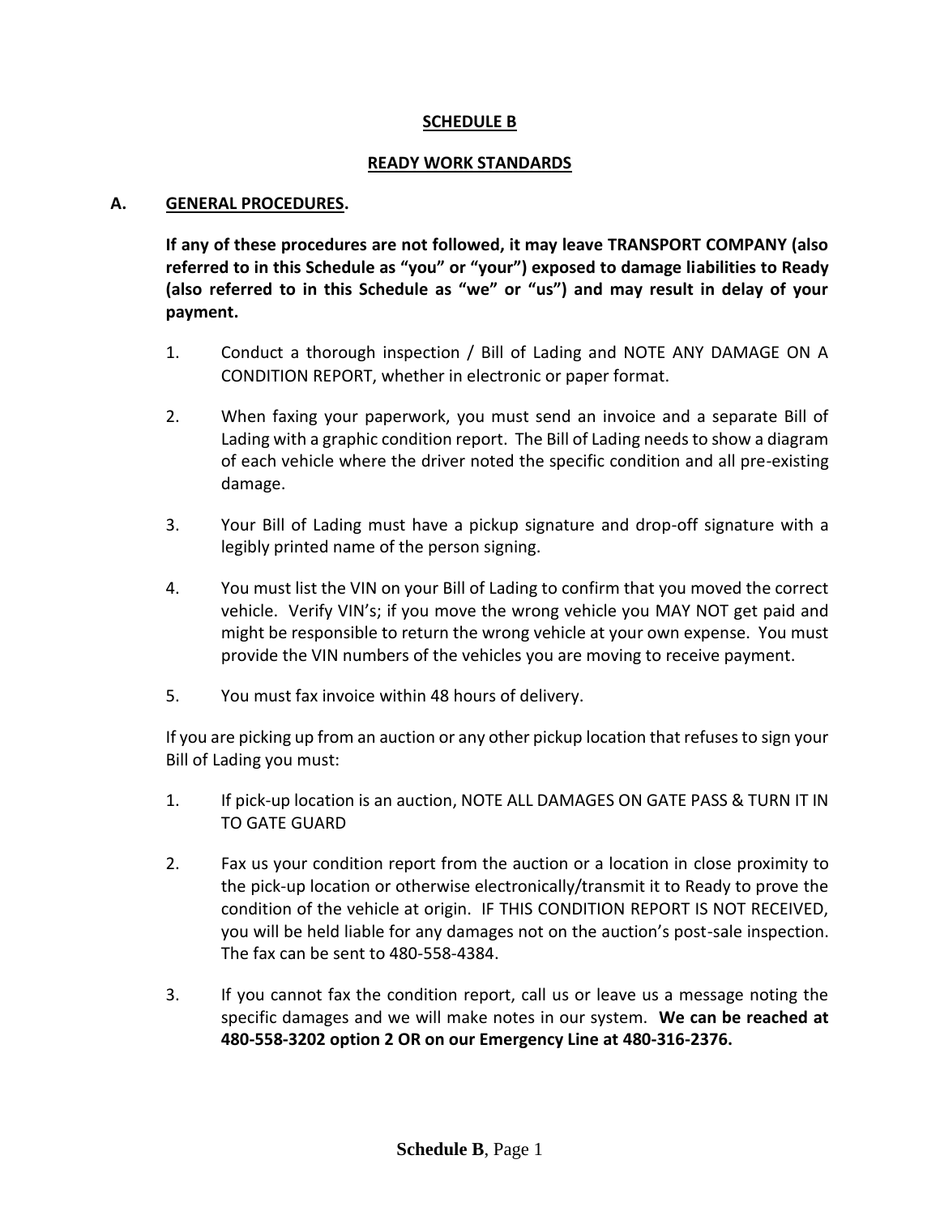**SCHEDULE B**

**READY WORK STANDARDS**

**A. GENERAL PROCEDURES.**

**If any of these procedures are not followed, it may leave TRANSPORT COMPANY (also referred to in this Schedule as "you" or "your") exposed to damage liabilities to Ready (also referred to in this Schedule as "we" or "us") and may result in delay of your payment.**

1. Conduct a thorough inspection / Bill of Lading and NOTE ANY DAMAGE ON A CONDITION REPORT, whether in electronic or paper format.

2. When faxing your paperwork, you must send an invoice and a separate Bill of Lading with a graphic condition report. The Bill of Lading needs to show a diagram of each vehicle where the driver noted the specific condition and all pre-existing damage.

3. Your Bill of Lading must have a pickup signature and drop-off signature with a legibly printed name of the person signing.

4. You must list the VIN on your Bill of Lading to confirm that you moved the correct vehicle. Verify VIN's; if you move the wrong vehicle you MAY NOT get paid and might be responsible to return the wrong vehicle at your own expense. You must provide the VIN numbers of the vehicles you are moving to receive payment.

5. You must fax invoice within 48 hours of delivery.

If you are picking up from an auction or any other pickup location that refuses to sign your Bill of Lading you must:

1. If pick-up location is an auction, NOTE ALL DAMAGES ON GATE PASS & TURN IT IN TO GATE GUARD

2. Fax us your condition report from the auction or a location in close proximity to the pick-up location or otherwise electronically/transmit it to Ready to prove the condition of the vehicle at origin. IF THIS CONDITION REPORT IS NOT RECEIVED, you will be held liable for any damages not on the auction's post-sale inspection. The fax can be sent to 480-558-4384.

3. If you cannot fax the condition report, call us or leave us a message noting the specific damages and we will make notes in our system. **We can be reached at 480-558-3202 option 2 OR on our Emergency Line at 480-316-2376.**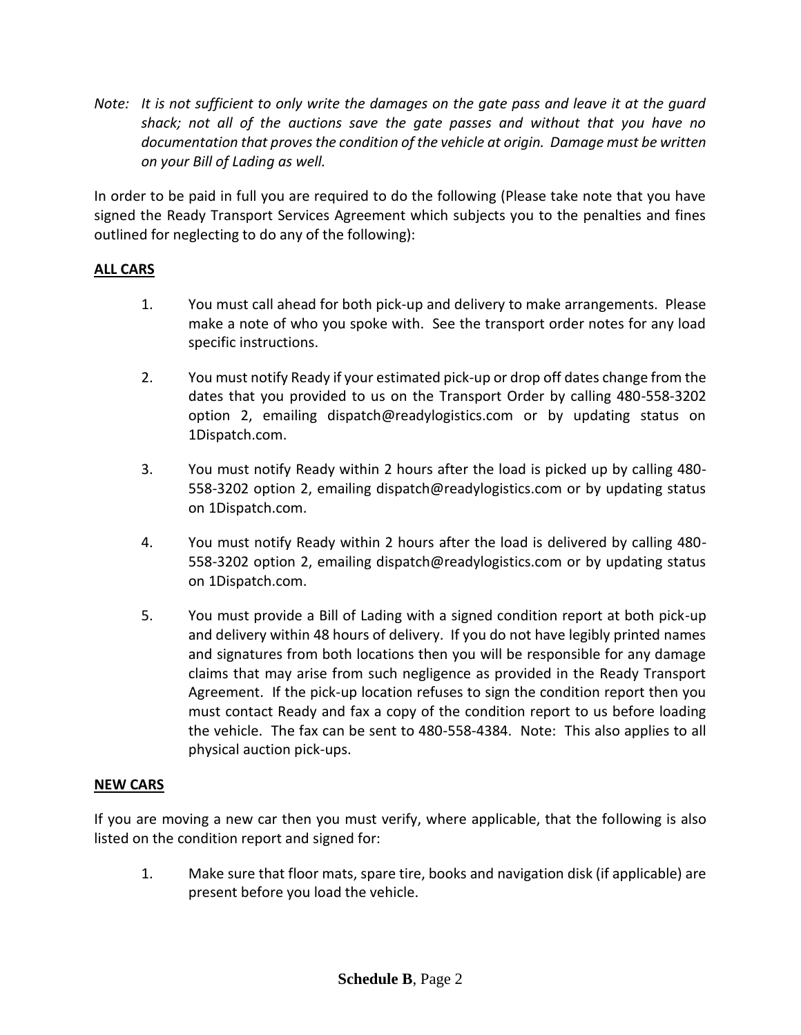*Note: It is not sufficient to only write the damages on the gate pass and leave it at the guard shack; not all of the auctions save the gate passes and without that you have no documentation that proves the condition of the vehicle at origin. Damage must be written on your Bill of Lading as well.*

In order to be paid in full you are required to do the following (Please take note that you have signed the Ready Transport Services Agreement which subjects you to the penalties and fines outlined for neglecting to do any of the following):

**ALL CARS**

1. You must call ahead for both pick-up and delivery to make arrangements. Please make a note of who you spoke with. See the transport order notes for any load specific instructions.

2. You must notify Ready if your estimated pick-up or drop off dates change from the dates that you provided to us on the Transport Order by calling 480-558-3202 option 2, emailing dispatch@readylogistics.com or by updating status on 1Dispatch.com.

3. You must notify Ready within 2 hours after the load is picked up by calling 480-558-3202 option 2, emailing dispatch@readylogistics.com or by updating status on 1Dispatch.com.

4. You must notify Ready within 2 hours after the load is delivered by calling 480-558-3202 option 2, emailing dispatch@readylogistics.com or by updating status on 1Dispatch.com.

5. You must provide a Bill of Lading with a signed condition report at both pick-up and delivery within 48 hours of delivery. If you do not have legibly printed names and signatures from both locations then you will be responsible for any damage claims that may arise from such negligence as provided in the Ready Transport Agreement. If the pick-up location refuses to sign the condition report then you must contact Ready and fax a copy of the condition report to us before loading the vehicle. The fax can be sent to 480-558-4384. Note: This also applies to all physical auction pick-ups.

**NEW CARS**

If you are moving a new car then you must verify, where applicable, that the following is also listed on the condition report and signed for:

1. Make sure that floor mats, spare tire, books and navigation disk (if applicable) are present before you load the vehicle.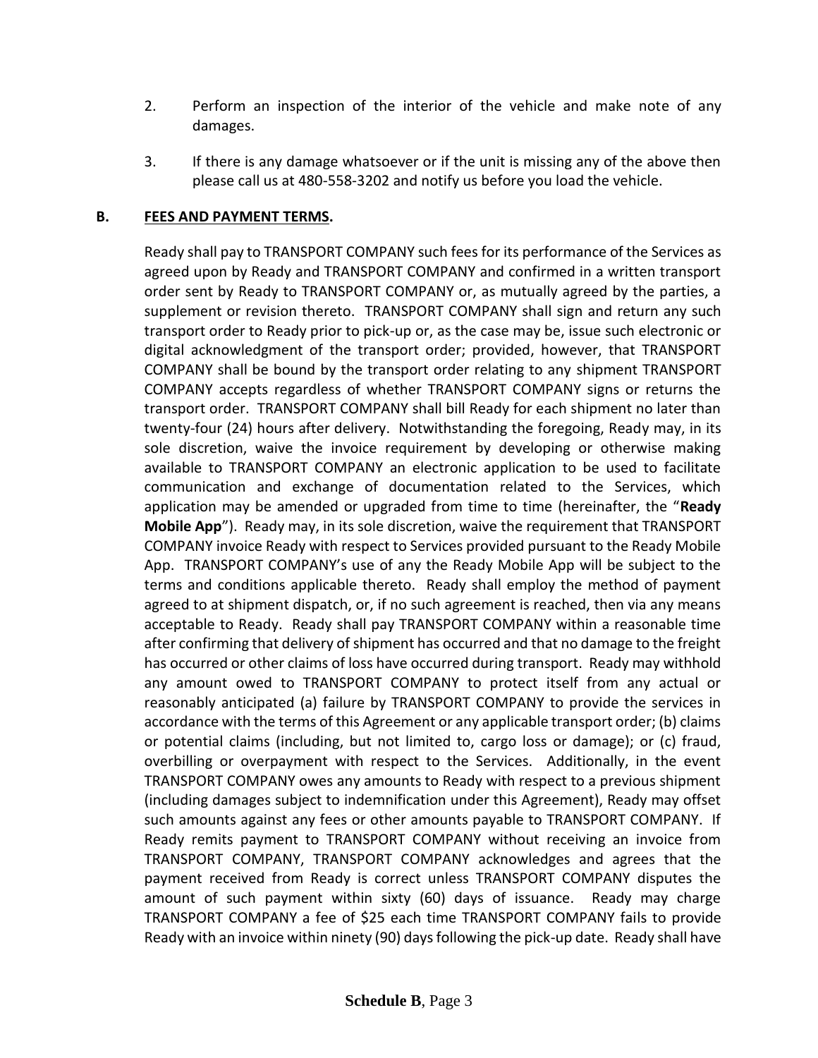2. Perform an inspection of the interior of the vehicle and make note of any damages.

3. If there is any damage whatsoever or if the unit is missing any of the above then please call us at 480-558-3202 and notify us before you load the vehicle.

**B. <u>FEES AND PAYMENT TERMS</u>.**

Ready shall pay to TRANSPORT COMPANY such fees for its performance of the Services as agreed upon by Ready and TRANSPORT COMPANY and confirmed in a written transport order sent by Ready to TRANSPORT COMPANY or, as mutually agreed by the parties, a supplement or revision thereto. TRANSPORT COMPANY shall sign and return any such transport order to Ready prior to pick-up or, as the case may be, issue such electronic or digital acknowledgment of the transport order; provided, however, that TRANSPORT COMPANY shall be bound by the transport order relating to any shipment TRANSPORT COMPANY accepts regardless of whether TRANSPORT COMPANY signs or returns the transport order. TRANSPORT COMPANY shall bill Ready for each shipment no later than twenty-four (24) hours after delivery. Notwithstanding the foregoing, Ready may, in its sole discretion, waive the invoice requirement by developing or otherwise making available to TRANSPORT COMPANY an electronic application to be used to facilitate communication and exchange of documentation related to the Services, which application may be amended or upgraded from time to time (hereinafter, the "**Ready Mobile App**"). Ready may, in its sole discretion, waive the requirement that TRANSPORT COMPANY invoice Ready with respect to Services provided pursuant to the Ready Mobile App. TRANSPORT COMPANY's use of any the Ready Mobile App will be subject to the terms and conditions applicable thereto. Ready shall employ the method of payment agreed to at shipment dispatch, or, if no such agreement is reached, then via any means acceptable to Ready. Ready shall pay TRANSPORT COMPANY within a reasonable time after confirming that delivery of shipment has occurred and that no damage to the freight has occurred or other claims of loss have occurred during transport. Ready may withhold any amount owed to TRANSPORT COMPANY to protect itself from any actual or reasonably anticipated (a) failure by TRANSPORT COMPANY to provide the services in accordance with the terms of this Agreement or any applicable transport order; (b) claims or potential claims (including, but not limited to, cargo loss or damage); or (c) fraud, overbilling or overpayment with respect to the Services. Additionally, in the event TRANSPORT COMPANY owes any amounts to Ready with respect to a previous shipment (including damages subject to indemnification under this Agreement), Ready may offset such amounts against any fees or other amounts payable to TRANSPORT COMPANY. If Ready remits payment to TRANSPORT COMPANY without receiving an invoice from TRANSPORT COMPANY, TRANSPORT COMPANY acknowledges and agrees that the payment received from Ready is correct unless TRANSPORT COMPANY disputes the amount of such payment within sixty (60) days of issuance. Ready may charge TRANSPORT COMPANY a fee of $25 each time TRANSPORT COMPANY fails to provide Ready with an invoice within ninety (90) days following the pick-up date. Ready shall have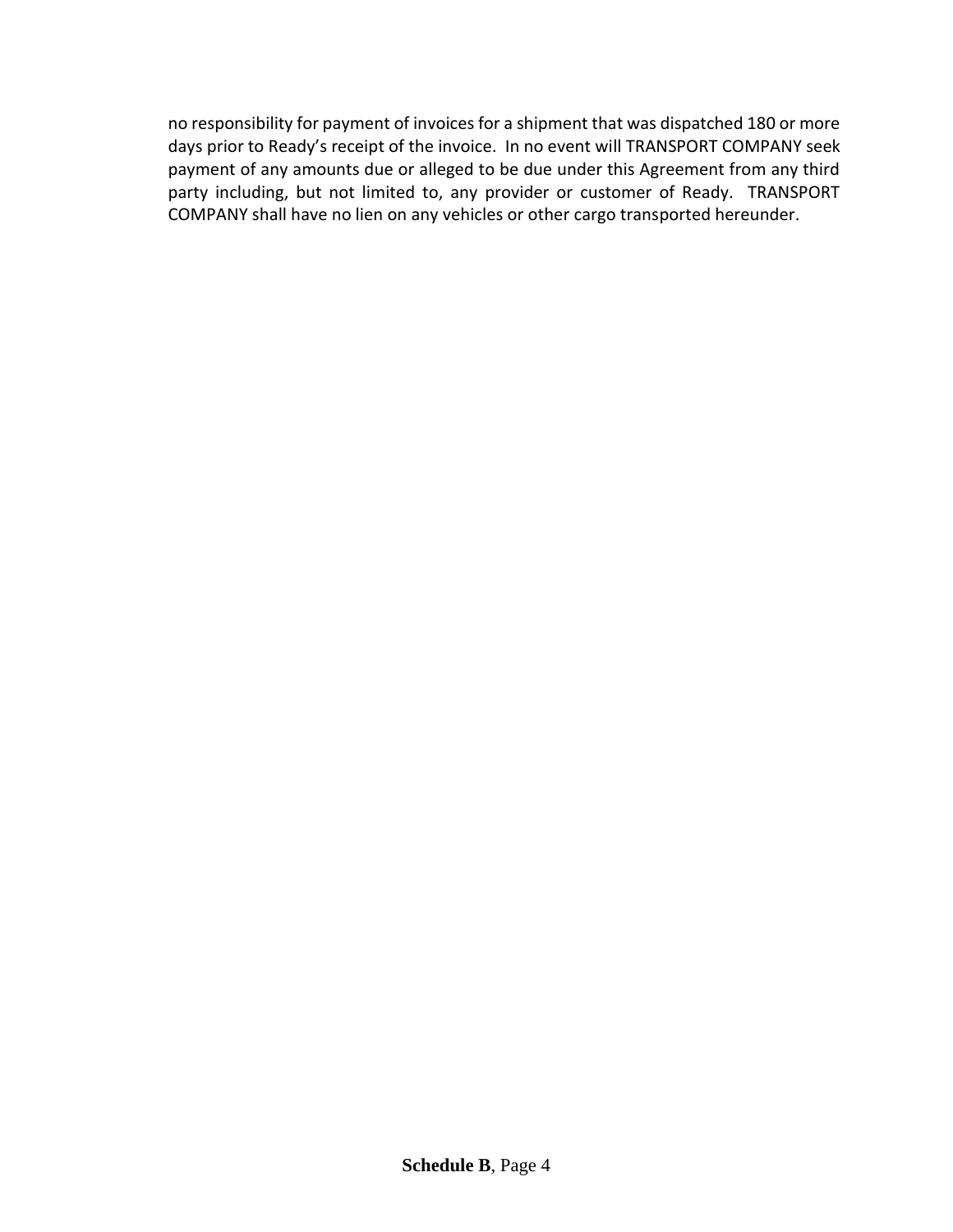no responsibility for payment of invoices for a shipment that was dispatched 180 or more days prior to Ready's receipt of the invoice. In no event will TRANSPORT COMPANY seek payment of any amounts due or alleged to be due under this Agreement from any third party including, but not limited to, any provider or customer of Ready. TRANSPORT COMPANY shall have no lien on any vehicles or other cargo transported hereunder.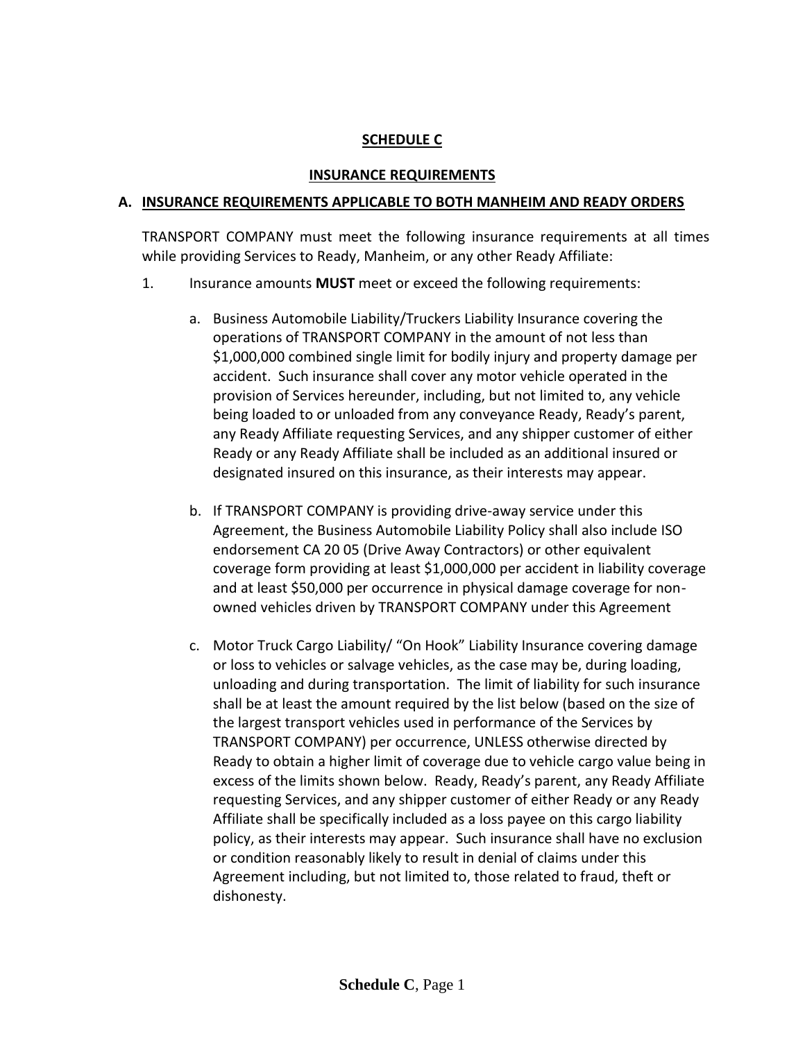## SCHEDULE C

## INSURANCE REQUIREMENTS

### A. INSURANCE REQUIREMENTS APPLICABLE TO BOTH MANHEIM AND READY ORDERS

TRANSPORT COMPANY must meet the following insurance requirements at all times while providing Services to Ready, Manheim, or any other Ready Affiliate:

1. Insurance amounts **MUST** meet or exceed the following requirements:

   a. Business Automobile Liability/Truckers Liability Insurance covering the operations of TRANSPORT COMPANY in the amount of not less than $1,000,000 combined single limit for bodily injury and property damage per accident. Such insurance shall cover any motor vehicle operated in the provision of Services hereunder, including, but not limited to, any vehicle being loaded to or unloaded from any conveyance Ready, Ready's parent, any Ready Affiliate requesting Services, and any shipper customer of either Ready or any Ready Affiliate shall be included as an additional insured or designated insured on this insurance, as their interests may appear.

   b. If TRANSPORT COMPANY is providing drive-away service under this Agreement, the Business Automobile Liability Policy shall also include ISO endorsement CA 20 05 (Drive Away Contractors) or other equivalent coverage form providing at least $1,000,000 per accident in liability coverage and at least $50,000 per occurrence in physical damage coverage for non-owned vehicles driven by TRANSPORT COMPANY under this Agreement

   c. Motor Truck Cargo Liability/ "On Hook" Liability Insurance covering damage or loss to vehicles or salvage vehicles, as the case may be, during loading, unloading and during transportation. The limit of liability for such insurance shall be at least the amount required by the list below (based on the size of the largest transport vehicles used in performance of the Services by TRANSPORT COMPANY) per occurrence, UNLESS otherwise directed by Ready to obtain a higher limit of coverage due to vehicle cargo value being in excess of the limits shown below. Ready, Ready's parent, any Ready Affiliate requesting Services, and any shipper customer of either Ready or any Ready Affiliate shall be specifically included as a loss payee on this cargo liability policy, as their interests may appear. Such insurance shall have no exclusion or condition reasonably likely to result in denial of claims under this Agreement including, but not limited to, those related to fraud, theft or dishonesty.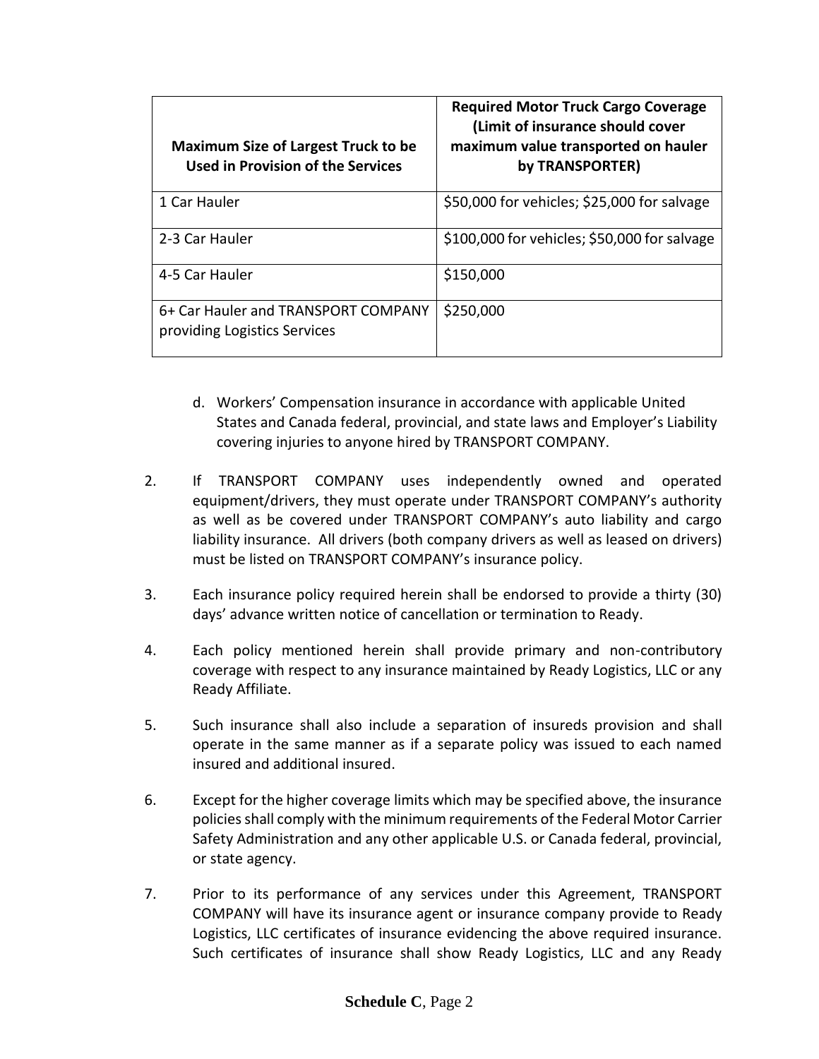| Maximum Size of Largest Truck to be Used in Provision of the Services | Required Motor Truck Cargo Coverage (Limit of insurance should cover maximum value transported on hauler by TRANSPORTER) |
|---|---|
| 1 Car Hauler | $50,000 for vehicles; $25,000 for salvage |
| 2-3 Car Hauler | $100,000 for vehicles; $50,000 for salvage |
| 4-5 Car Hauler | $150,000 |
| 6+ Car Hauler and TRANSPORT COMPANY providing Logistics Services | $250,000 |

d. Workers' Compensation insurance in accordance with applicable United States and Canada federal, provincial, and state laws and Employer's Liability covering injuries to anyone hired by TRANSPORT COMPANY.

2. If TRANSPORT COMPANY uses independently owned and operated equipment/drivers, they must operate under TRANSPORT COMPANY's authority as well as be covered under TRANSPORT COMPANY's auto liability and cargo liability insurance. All drivers (both company drivers as well as leased on drivers) must be listed on TRANSPORT COMPANY's insurance policy.

3. Each insurance policy required herein shall be endorsed to provide a thirty (30) days' advance written notice of cancellation or termination to Ready.

4. Each policy mentioned herein shall provide primary and non-contributory coverage with respect to any insurance maintained by Ready Logistics, LLC or any Ready Affiliate.

5. Such insurance shall also include a separation of insureds provision and shall operate in the same manner as if a separate policy was issued to each named insured and additional insured.

6. Except for the higher coverage limits which may be specified above, the insurance policies shall comply with the minimum requirements of the Federal Motor Carrier Safety Administration and any other applicable U.S. or Canada federal, provincial, or state agency.

7. Prior to its performance of any services under this Agreement, TRANSPORT COMPANY will have its insurance agent or insurance company provide to Ready Logistics, LLC certificates of insurance evidencing the above required insurance. Such certificates of insurance shall show Ready Logistics, LLC and any Ready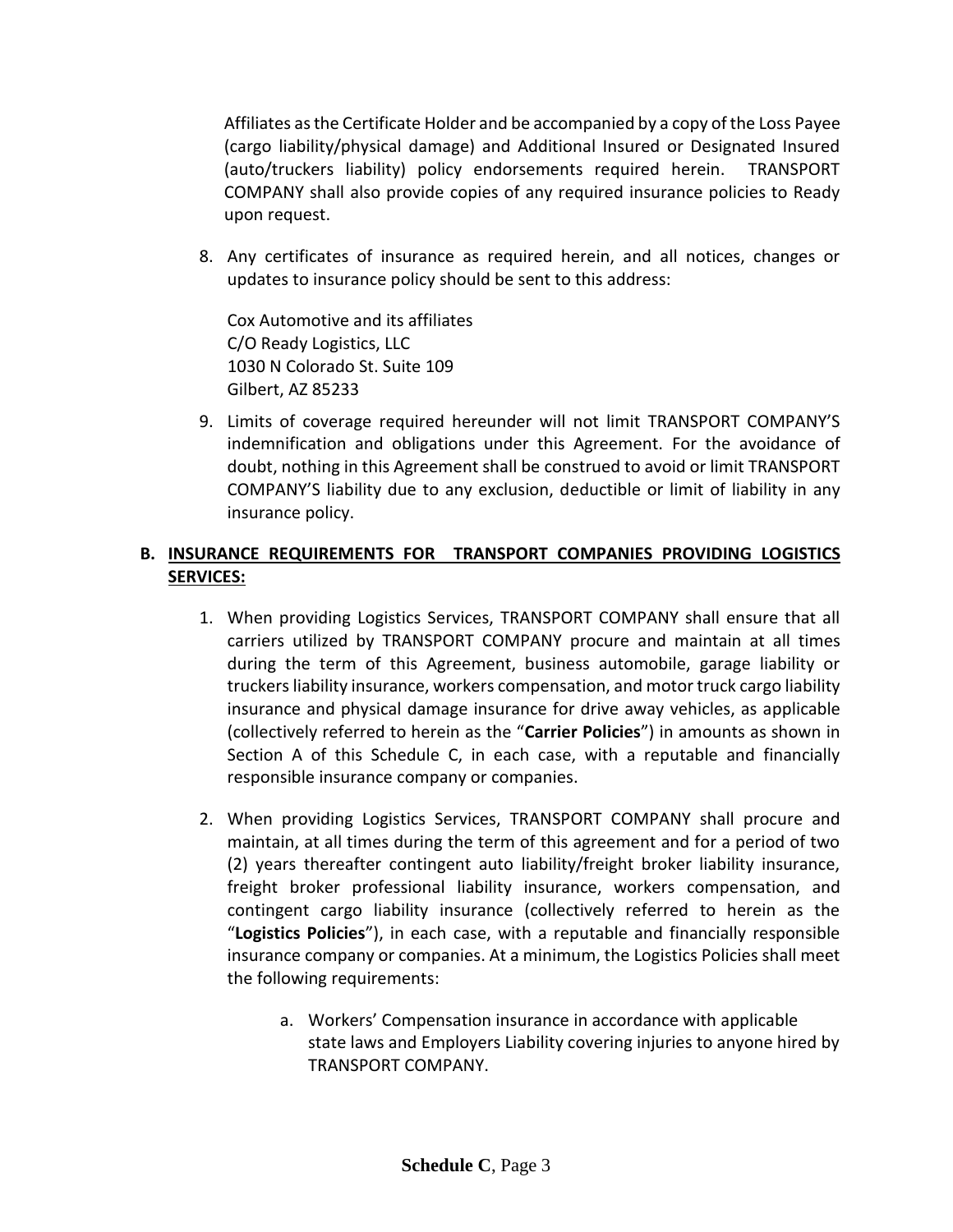Affiliates as the Certificate Holder and be accompanied by a copy of the Loss Payee (cargo liability/physical damage) and Additional Insured or Designated Insured (auto/truckers liability) policy endorsements required herein. TRANSPORT COMPANY shall also provide copies of any required insurance policies to Ready upon request.

8. Any certificates of insurance as required herein, and all notices, changes or updates to insurance policy should be sent to this address:

   Cox Automotive and its affiliates
   C/O Ready Logistics, LLC
   1030 N Colorado St. Suite 109
   Gilbert, AZ 85233

9. Limits of coverage required hereunder will not limit TRANSPORT COMPANY'S indemnification and obligations under this Agreement. For the avoidance of doubt, nothing in this Agreement shall be construed to avoid or limit TRANSPORT COMPANY'S liability due to any exclusion, deductible or limit of liability in any insurance policy.

**B. <u>INSURANCE REQUIREMENTS FOR TRANSPORT COMPANIES PROVIDING LOGISTICS SERVICES:</u>**

1. When providing Logistics Services, TRANSPORT COMPANY shall ensure that all carriers utilized by TRANSPORT COMPANY procure and maintain at all times during the term of this Agreement, business automobile, garage liability or truckers liability insurance, workers compensation, and motor truck cargo liability insurance and physical damage insurance for drive away vehicles, as applicable (collectively referred to herein as the "**Carrier Policies**") in amounts as shown in Section A of this Schedule C, in each case, with a reputable and financially responsible insurance company or companies.

2. When providing Logistics Services, TRANSPORT COMPANY shall procure and maintain, at all times during the term of this agreement and for a period of two (2) years thereafter contingent auto liability/freight broker liability insurance, freight broker professional liability insurance, workers compensation, and contingent cargo liability insurance (collectively referred to herein as the "**Logistics Policies**"), in each case, with a reputable and financially responsible insurance company or companies. At a minimum, the Logistics Policies shall meet the following requirements:

   a. Workers' Compensation insurance in accordance with applicable state laws and Employers Liability covering injuries to anyone hired by TRANSPORT COMPANY.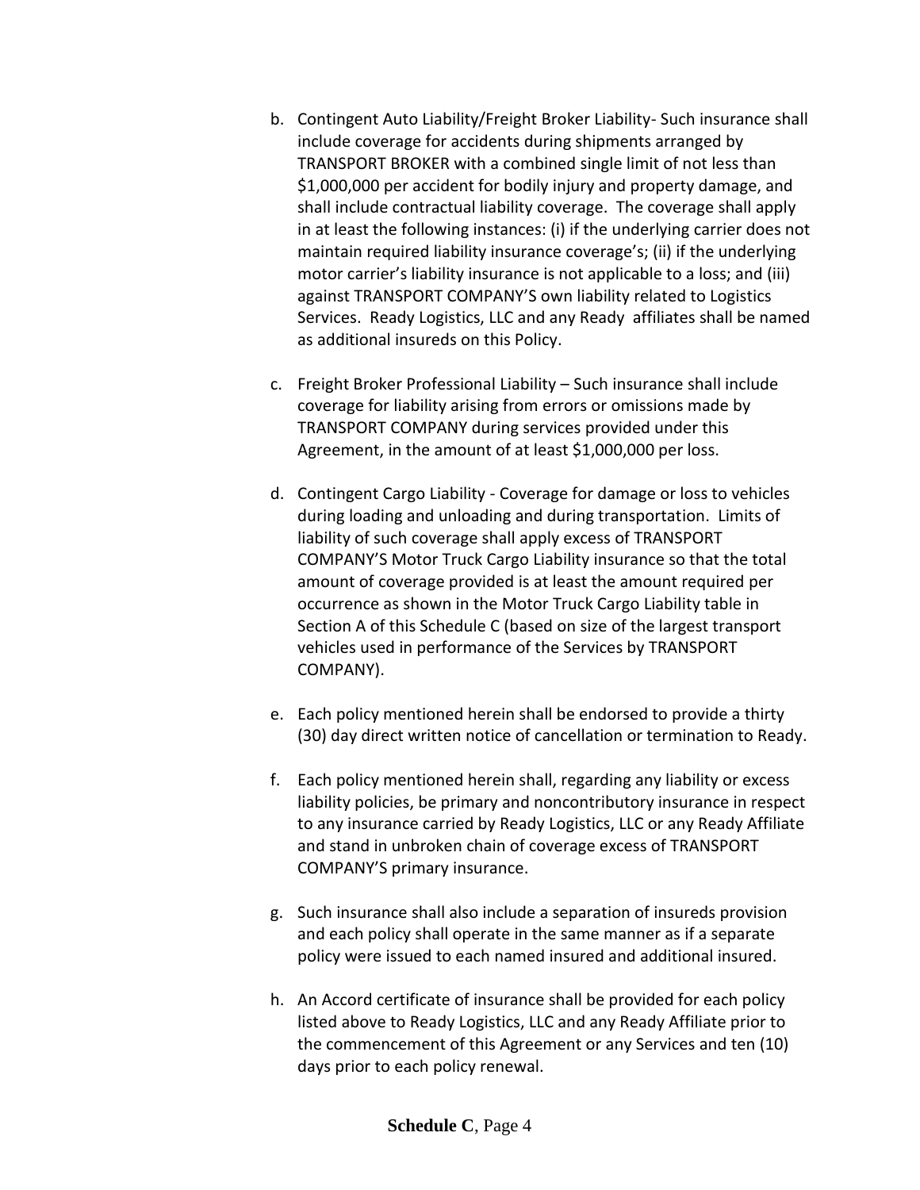b. Contingent Auto Liability/Freight Broker Liability- Such insurance shall include coverage for accidents during shipments arranged by TRANSPORT BROKER with a combined single limit of not less than $1,000,000 per accident for bodily injury and property damage, and shall include contractual liability coverage. The coverage shall apply in at least the following instances: (i) if the underlying carrier does not maintain required liability insurance coverage's; (ii) if the underlying motor carrier's liability insurance is not applicable to a loss; and (iii) against TRANSPORT COMPANY'S own liability related to Logistics Services. Ready Logistics, LLC and any Ready affiliates shall be named as additional insureds on this Policy.

c. Freight Broker Professional Liability – Such insurance shall include coverage for liability arising from errors or omissions made by TRANSPORT COMPANY during services provided under this Agreement, in the amount of at least $1,000,000 per loss.

d. Contingent Cargo Liability - Coverage for damage or loss to vehicles during loading and unloading and during transportation. Limits of liability of such coverage shall apply excess of TRANSPORT COMPANY'S Motor Truck Cargo Liability insurance so that the total amount of coverage provided is at least the amount required per occurrence as shown in the Motor Truck Cargo Liability table in Section A of this Schedule C (based on size of the largest transport vehicles used in performance of the Services by TRANSPORT COMPANY).

e. Each policy mentioned herein shall be endorsed to provide a thirty (30) day direct written notice of cancellation or termination to Ready.

f. Each policy mentioned herein shall, regarding any liability or excess liability policies, be primary and noncontributory insurance in respect to any insurance carried by Ready Logistics, LLC or any Ready Affiliate and stand in unbroken chain of coverage excess of TRANSPORT COMPANY'S primary insurance.

g. Such insurance shall also include a separation of insureds provision and each policy shall operate in the same manner as if a separate policy were issued to each named insured and additional insured.

h. An Accord certificate of insurance shall be provided for each policy listed above to Ready Logistics, LLC and any Ready Affiliate prior to the commencement of this Agreement or any Services and ten (10) days prior to each policy renewal.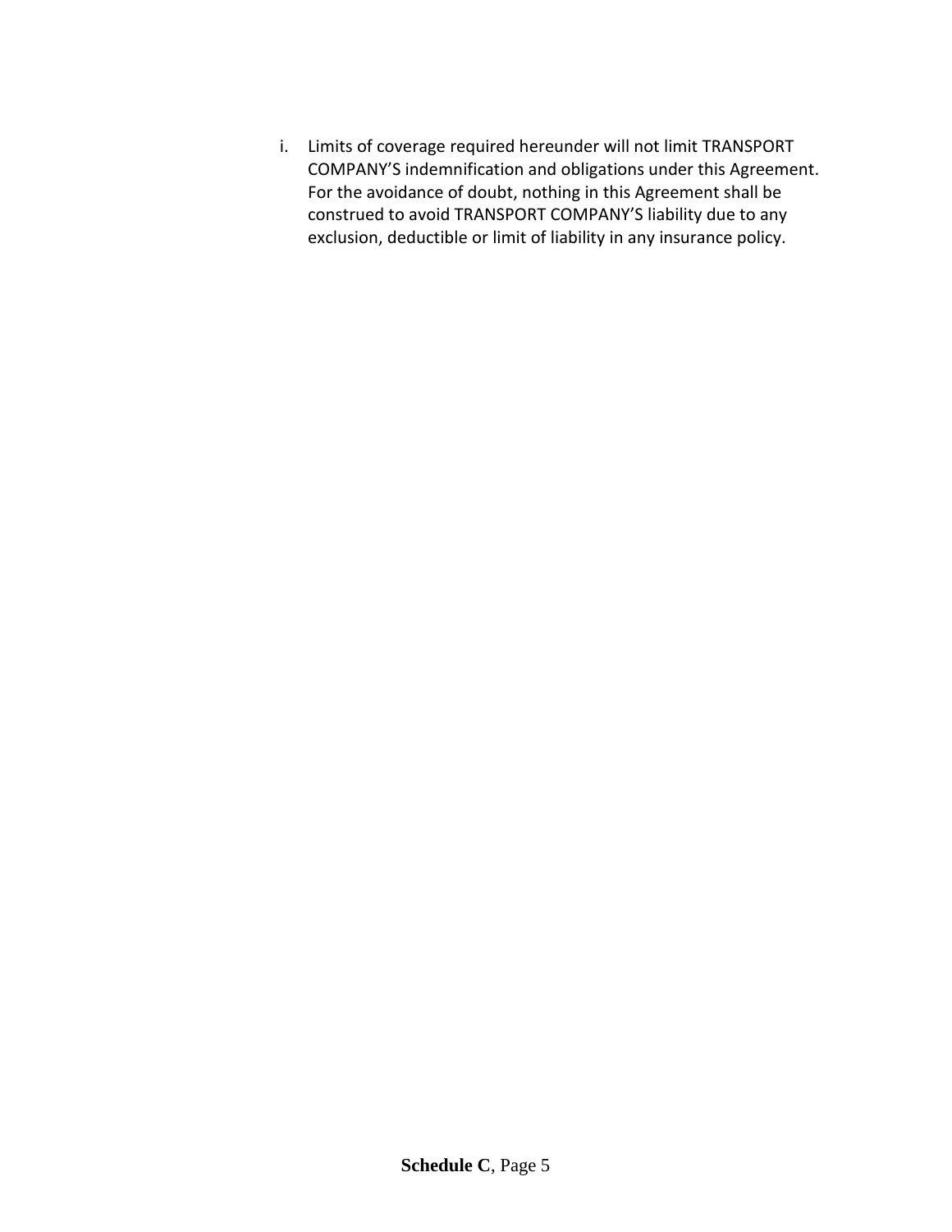i. Limits of coverage required hereunder will not limit TRANSPORT COMPANY'S indemnification and obligations under this Agreement. For the avoidance of doubt, nothing in this Agreement shall be construed to avoid TRANSPORT COMPANY'S liability due to any exclusion, deductible or limit of liability in any insurance policy.